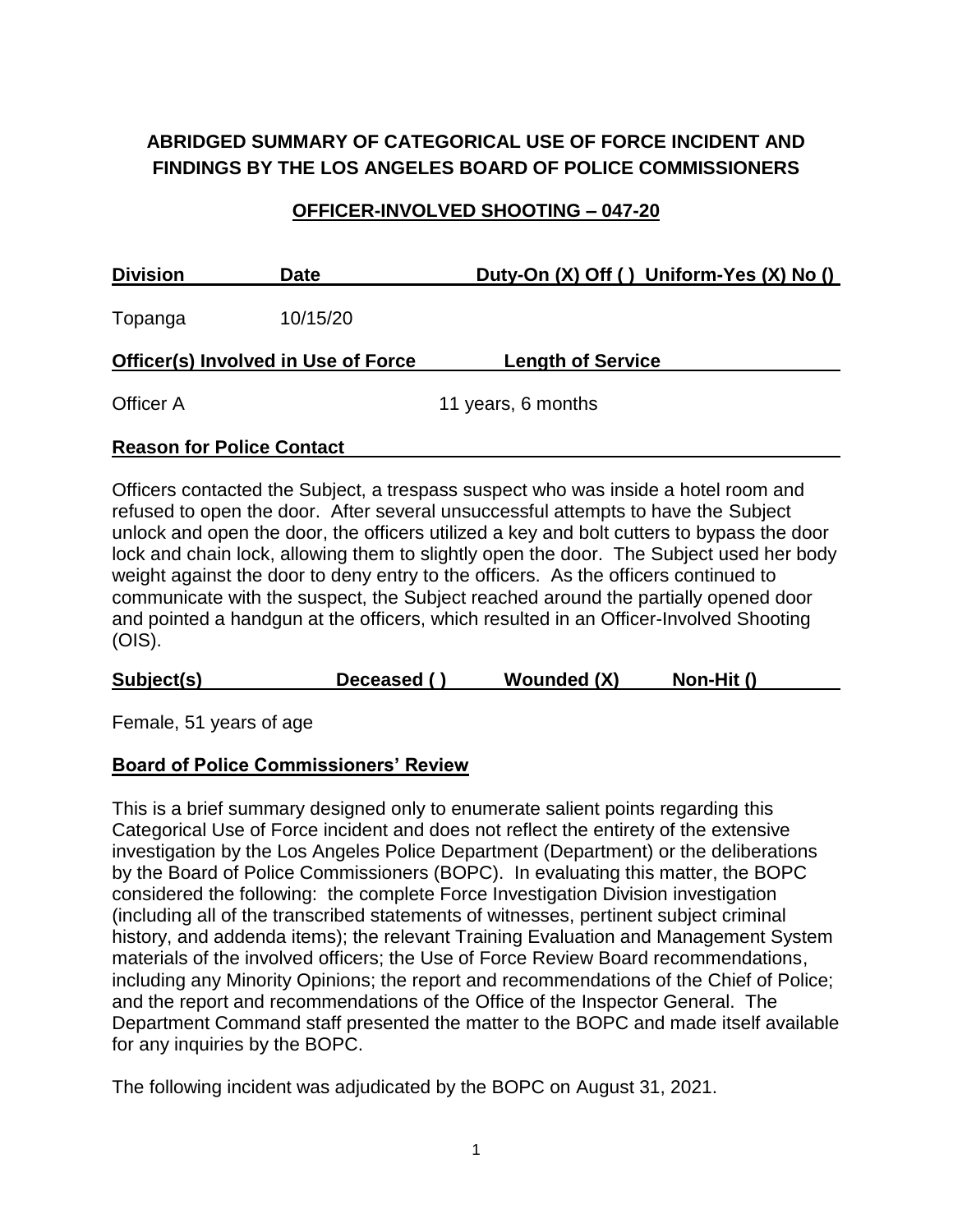# ABRIDGED SUMMARY OF CATEGORICAL USE OF FORCE INCIDENT AND FINDINGS BY THE LOS ANGELES BOARD OF POLICE COMMISSIONERS

## OFFICER-INVOLVED SHOOTING – 047-20

| Division | Date | Duty-On (X) Off ( ) Uniform-Yes (X) No () |
|---|---|---|
| Topanga | 10/15/20 | |

| Officer(s) Involved in Use of Force | Length of Service |
|---|---|
| Officer A | 11 years, 6 months |

**Reason for Police Contact**

Officers contacted the Subject, a trespass suspect who was inside a hotel room and refused to open the door. After several unsuccessful attempts to have the Subject unlock and open the door, the officers utilized a key and bolt cutters to bypass the door lock and chain lock, allowing them to slightly open the door. The Subject used her body weight against the door to deny entry to the officers. As the officers continued to communicate with the suspect, the Subject reached around the partially opened door and pointed a handgun at the officers, which resulted in an Officer-Involved Shooting (OIS).

| Subject(s) | Deceased ( ) | Wounded (X) | Non-Hit () |
|---|---|---|---|

Female, 51 years of age

**Board of Police Commissioners' Review**

This is a brief summary designed only to enumerate salient points regarding this Categorical Use of Force incident and does not reflect the entirety of the extensive investigation by the Los Angeles Police Department (Department) or the deliberations by the Board of Police Commissioners (BOPC). In evaluating this matter, the BOPC considered the following: the complete Force Investigation Division investigation (including all of the transcribed statements of witnesses, pertinent subject criminal history, and addenda items); the relevant Training Evaluation and Management System materials of the involved officers; the Use of Force Review Board recommendations, including any Minority Opinions; the report and recommendations of the Chief of Police; and the report and recommendations of the Office of the Inspector General. The Department Command staff presented the matter to the BOPC and made itself available for any inquiries by the BOPC.

The following incident was adjudicated by the BOPC on August 31, 2021.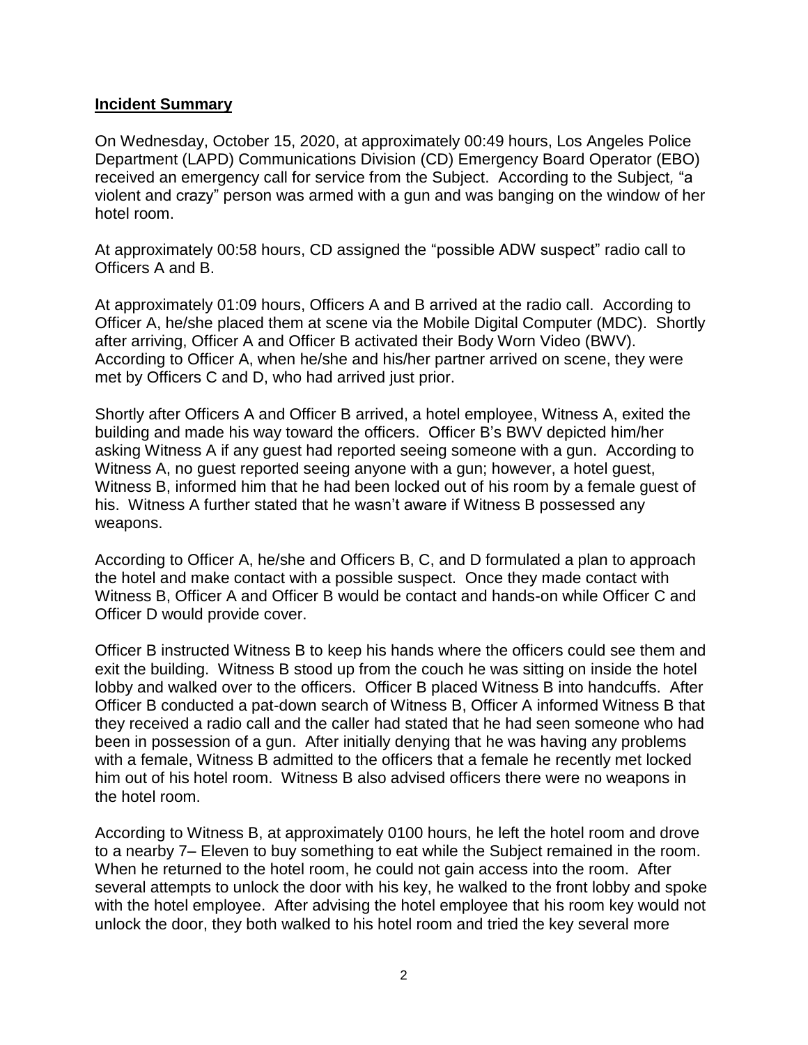**Incident Summary**

On Wednesday, October 15, 2020, at approximately 00:49 hours, Los Angeles Police Department (LAPD) Communications Division (CD) Emergency Board Operator (EBO) received an emergency call for service from the Subject. According to the Subject, "a violent and crazy" person was armed with a gun and was banging on the window of her hotel room.

At approximately 00:58 hours, CD assigned the "possible ADW suspect" radio call to Officers A and B.

At approximately 01:09 hours, Officers A and B arrived at the radio call. According to Officer A, he/she placed them at scene via the Mobile Digital Computer (MDC). Shortly after arriving, Officer A and Officer B activated their Body Worn Video (BWV). According to Officer A, when he/she and his/her partner arrived on scene, they were met by Officers C and D, who had arrived just prior.

Shortly after Officers A and Officer B arrived, a hotel employee, Witness A, exited the building and made his way toward the officers. Officer B's BWV depicted him/her asking Witness A if any guest had reported seeing someone with a gun. According to Witness A, no guest reported seeing anyone with a gun; however, a hotel guest, Witness B, informed him that he had been locked out of his room by a female guest of his. Witness A further stated that he wasn't aware if Witness B possessed any weapons.

According to Officer A, he/she and Officers B, C, and D formulated a plan to approach the hotel and make contact with a possible suspect. Once they made contact with Witness B, Officer A and Officer B would be contact and hands-on while Officer C and Officer D would provide cover.

Officer B instructed Witness B to keep his hands where the officers could see them and exit the building. Witness B stood up from the couch he was sitting on inside the hotel lobby and walked over to the officers. Officer B placed Witness B into handcuffs. After Officer B conducted a pat-down search of Witness B, Officer A informed Witness B that they received a radio call and the caller had stated that he had seen someone who had been in possession of a gun. After initially denying that he was having any problems with a female, Witness B admitted to the officers that a female he recently met locked him out of his hotel room. Witness B also advised officers there were no weapons in the hotel room.

According to Witness B, at approximately 0100 hours, he left the hotel room and drove to a nearby 7– Eleven to buy something to eat while the Subject remained in the room. When he returned to the hotel room, he could not gain access into the room. After several attempts to unlock the door with his key, he walked to the front lobby and spoke with the hotel employee. After advising the hotel employee that his room key would not unlock the door, they both walked to his hotel room and tried the key several more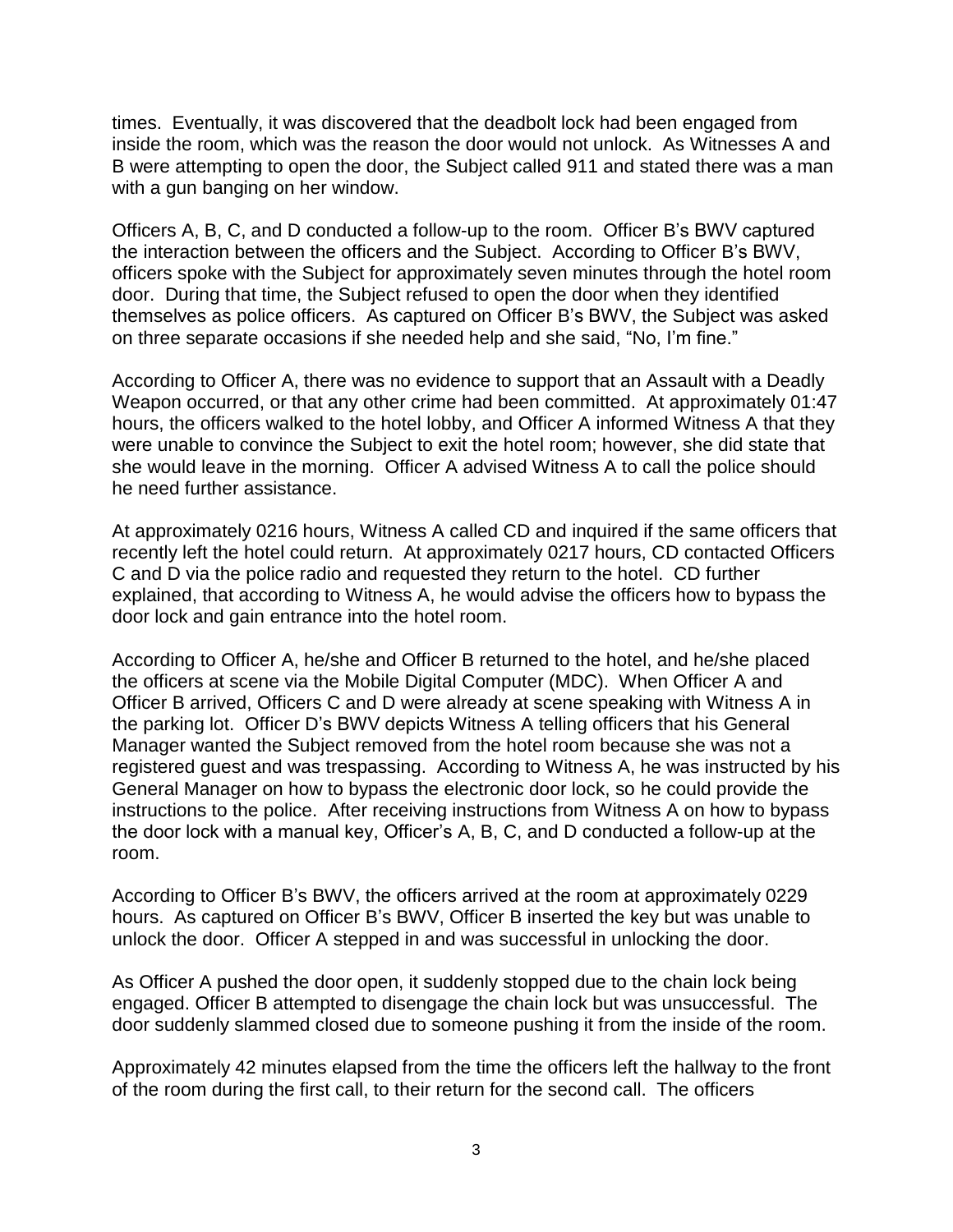times. Eventually, it was discovered that the deadbolt lock had been engaged from inside the room, which was the reason the door would not unlock. As Witnesses A and B were attempting to open the door, the Subject called 911 and stated there was a man with a gun banging on her window.

Officers A, B, C, and D conducted a follow-up to the room. Officer B's BWV captured the interaction between the officers and the Subject. According to Officer B's BWV, officers spoke with the Subject for approximately seven minutes through the hotel room door. During that time, the Subject refused to open the door when they identified themselves as police officers. As captured on Officer B's BWV, the Subject was asked on three separate occasions if she needed help and she said, "No, I'm fine."

According to Officer A, there was no evidence to support that an Assault with a Deadly Weapon occurred, or that any other crime had been committed. At approximately 01:47 hours, the officers walked to the hotel lobby, and Officer A informed Witness A that they were unable to convince the Subject to exit the hotel room; however, she did state that she would leave in the morning. Officer A advised Witness A to call the police should he need further assistance.

At approximately 0216 hours, Witness A called CD and inquired if the same officers that recently left the hotel could return. At approximately 0217 hours, CD contacted Officers C and D via the police radio and requested they return to the hotel. CD further explained, that according to Witness A, he would advise the officers how to bypass the door lock and gain entrance into the hotel room.

According to Officer A, he/she and Officer B returned to the hotel, and he/she placed the officers at scene via the Mobile Digital Computer (MDC). When Officer A and Officer B arrived, Officers C and D were already at scene speaking with Witness A in the parking lot. Officer D's BWV depicts Witness A telling officers that his General Manager wanted the Subject removed from the hotel room because she was not a registered guest and was trespassing. According to Witness A, he was instructed by his General Manager on how to bypass the electronic door lock, so he could provide the instructions to the police. After receiving instructions from Witness A on how to bypass the door lock with a manual key, Officer's A, B, C, and D conducted a follow-up at the room.

According to Officer B's BWV, the officers arrived at the room at approximately 0229 hours. As captured on Officer B's BWV, Officer B inserted the key but was unable to unlock the door. Officer A stepped in and was successful in unlocking the door.

As Officer A pushed the door open, it suddenly stopped due to the chain lock being engaged. Officer B attempted to disengage the chain lock but was unsuccessful. The door suddenly slammed closed due to someone pushing it from the inside of the room.

Approximately 42 minutes elapsed from the time the officers left the hallway to the front of the room during the first call, to their return for the second call. The officers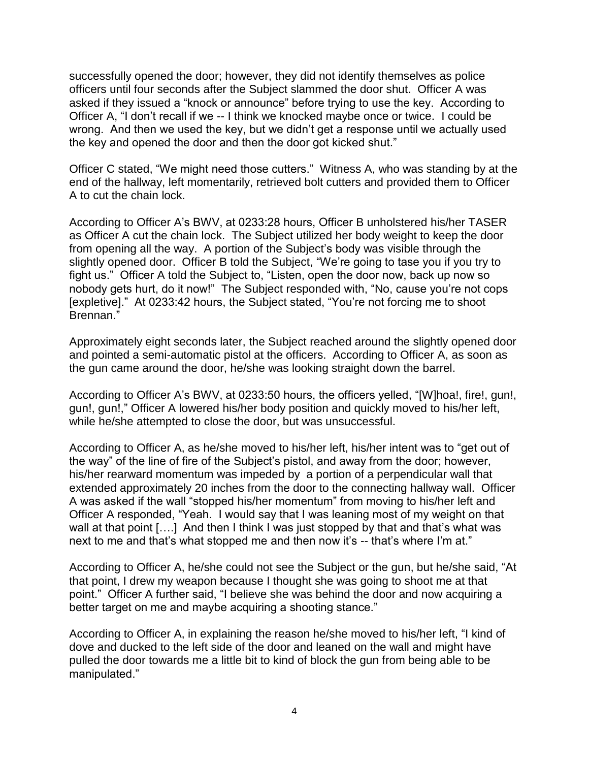successfully opened the door; however, they did not identify themselves as police officers until four seconds after the Subject slammed the door shut. Officer A was asked if they issued a "knock or announce" before trying to use the key. According to Officer A, "I don't recall if we -- I think we knocked maybe once or twice. I could be wrong. And then we used the key, but we didn't get a response until we actually used the key and opened the door and then the door got kicked shut."

Officer C stated, "We might need those cutters." Witness A, who was standing by at the end of the hallway, left momentarily, retrieved bolt cutters and provided them to Officer A to cut the chain lock.

According to Officer A's BWV, at 0233:28 hours, Officer B unholstered his/her TASER as Officer A cut the chain lock. The Subject utilized her body weight to keep the door from opening all the way. A portion of the Subject's body was visible through the slightly opened door. Officer B told the Subject, "We're going to tase you if you try to fight us." Officer A told the Subject to, "Listen, open the door now, back up now so nobody gets hurt, do it now!" The Subject responded with, "No, cause you're not cops [expletive]." At 0233:42 hours, the Subject stated, "You're not forcing me to shoot Brennan."

Approximately eight seconds later, the Subject reached around the slightly opened door and pointed a semi-automatic pistol at the officers. According to Officer A, as soon as the gun came around the door, he/she was looking straight down the barrel.

According to Officer A's BWV, at 0233:50 hours, the officers yelled, "[W]hoa!, fire!, gun!, gun!, gun!," Officer A lowered his/her body position and quickly moved to his/her left, while he/she attempted to close the door, but was unsuccessful.

According to Officer A, as he/she moved to his/her left, his/her intent was to "get out of the way" of the line of fire of the Subject's pistol, and away from the door; however, his/her rearward momentum was impeded by a portion of a perpendicular wall that extended approximately 20 inches from the door to the connecting hallway wall. Officer A was asked if the wall "stopped his/her momentum" from moving to his/her left and Officer A responded, "Yeah. I would say that I was leaning most of my weight on that wall at that point [….] And then I think I was just stopped by that and that's what was next to me and that's what stopped me and then now it's -- that's where I'm at."

According to Officer A, he/she could not see the Subject or the gun, but he/she said, "At that point, I drew my weapon because I thought she was going to shoot me at that point." Officer A further said, "I believe she was behind the door and now acquiring a better target on me and maybe acquiring a shooting stance."

According to Officer A, in explaining the reason he/she moved to his/her left, "I kind of dove and ducked to the left side of the door and leaned on the wall and might have pulled the door towards me a little bit to kind of block the gun from being able to be manipulated."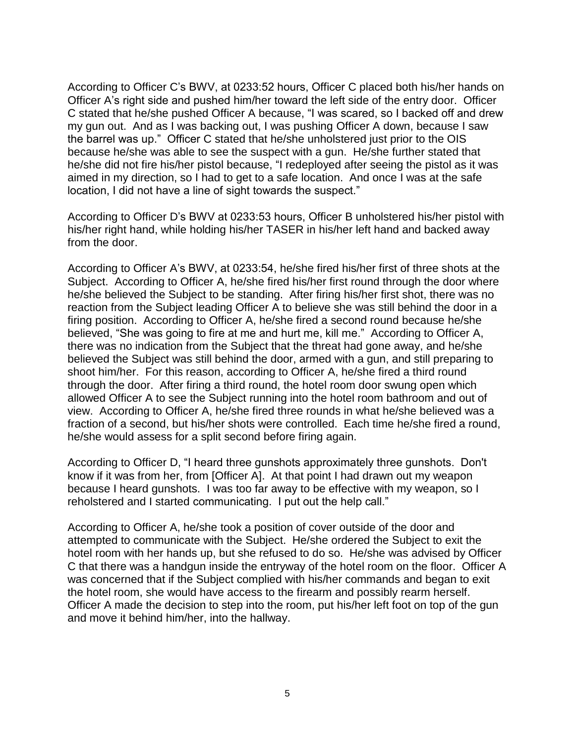According to Officer C's BWV, at 0233:52 hours, Officer C placed both his/her hands on Officer A's right side and pushed him/her toward the left side of the entry door. Officer C stated that he/she pushed Officer A because, "I was scared, so I backed off and drew my gun out. And as I was backing out, I was pushing Officer A down, because I saw the barrel was up." Officer C stated that he/she unholstered just prior to the OIS because he/she was able to see the suspect with a gun. He/she further stated that he/she did not fire his/her pistol because, "I redeployed after seeing the pistol as it was aimed in my direction, so I had to get to a safe location. And once I was at the safe location, I did not have a line of sight towards the suspect."

According to Officer D's BWV at 0233:53 hours, Officer B unholstered his/her pistol with his/her right hand, while holding his/her TASER in his/her left hand and backed away from the door.

According to Officer A's BWV, at 0233:54, he/she fired his/her first of three shots at the Subject. According to Officer A, he/she fired his/her first round through the door where he/she believed the Subject to be standing. After firing his/her first shot, there was no reaction from the Subject leading Officer A to believe she was still behind the door in a firing position. According to Officer A, he/she fired a second round because he/she believed, "She was going to fire at me and hurt me, kill me." According to Officer A, there was no indication from the Subject that the threat had gone away, and he/she believed the Subject was still behind the door, armed with a gun, and still preparing to shoot him/her. For this reason, according to Officer A, he/she fired a third round through the door. After firing a third round, the hotel room door swung open which allowed Officer A to see the Subject running into the hotel room bathroom and out of view. According to Officer A, he/she fired three rounds in what he/she believed was a fraction of a second, but his/her shots were controlled. Each time he/she fired a round, he/she would assess for a split second before firing again.

According to Officer D, "I heard three gunshots approximately three gunshots. Don't know if it was from her, from [Officer A]. At that point I had drawn out my weapon because I heard gunshots. I was too far away to be effective with my weapon, so I reholstered and I started communicating. I put out the help call."

According to Officer A, he/she took a position of cover outside of the door and attempted to communicate with the Subject. He/she ordered the Subject to exit the hotel room with her hands up, but she refused to do so. He/she was advised by Officer C that there was a handgun inside the entryway of the hotel room on the floor. Officer A was concerned that if the Subject complied with his/her commands and began to exit the hotel room, she would have access to the firearm and possibly rearm herself. Officer A made the decision to step into the room, put his/her left foot on top of the gun and move it behind him/her, into the hallway.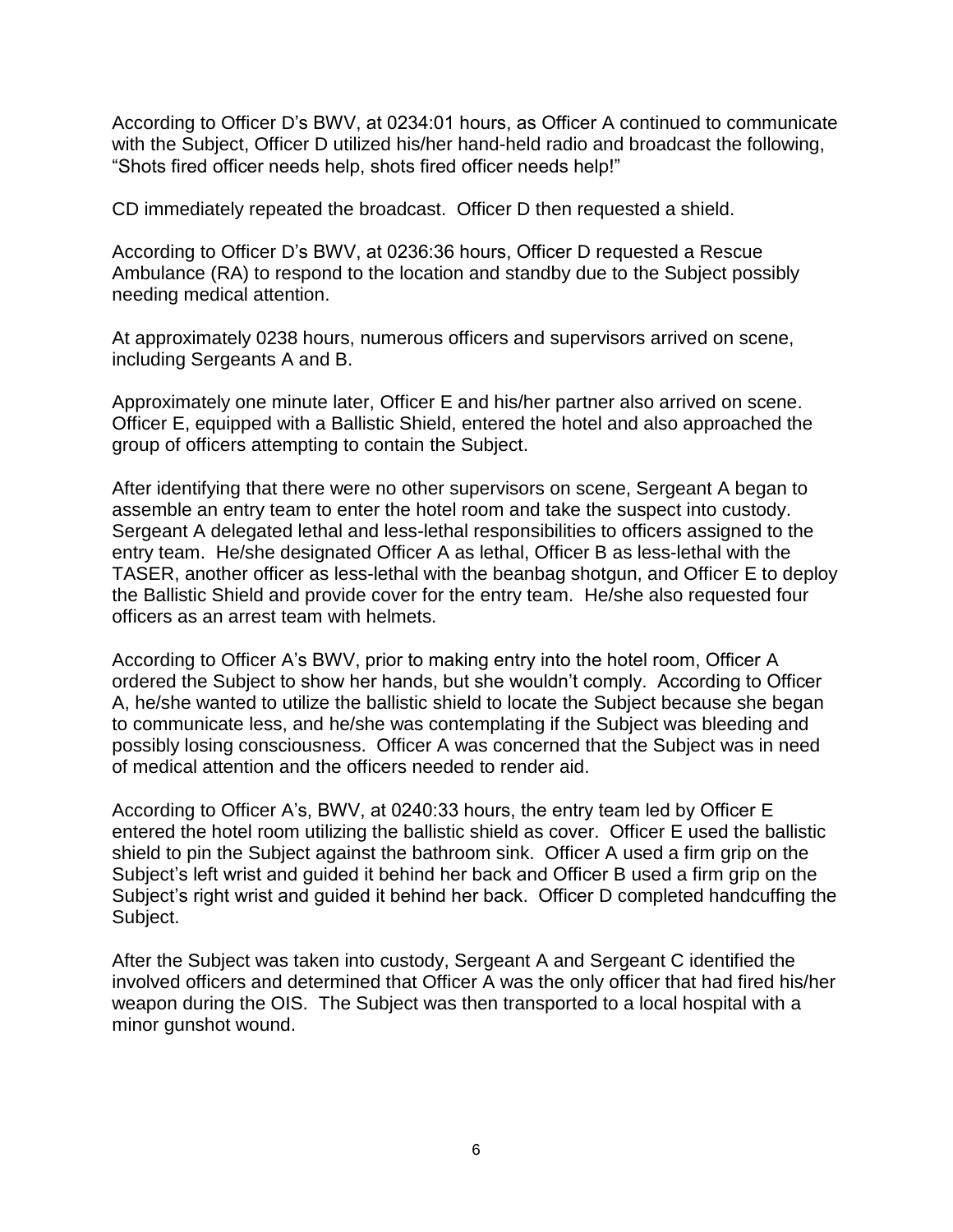According to Officer D's BWV, at 0234:01 hours, as Officer A continued to communicate with the Subject, Officer D utilized his/her hand-held radio and broadcast the following, "Shots fired officer needs help, shots fired officer needs help!"

CD immediately repeated the broadcast. Officer D then requested a shield.

According to Officer D's BWV, at 0236:36 hours, Officer D requested a Rescue Ambulance (RA) to respond to the location and standby due to the Subject possibly needing medical attention.

At approximately 0238 hours, numerous officers and supervisors arrived on scene, including Sergeants A and B.

Approximately one minute later, Officer E and his/her partner also arrived on scene. Officer E, equipped with a Ballistic Shield, entered the hotel and also approached the group of officers attempting to contain the Subject.

After identifying that there were no other supervisors on scene, Sergeant A began to assemble an entry team to enter the hotel room and take the suspect into custody. Sergeant A delegated lethal and less-lethal responsibilities to officers assigned to the entry team. He/she designated Officer A as lethal, Officer B as less-lethal with the TASER, another officer as less-lethal with the beanbag shotgun, and Officer E to deploy the Ballistic Shield and provide cover for the entry team. He/she also requested four officers as an arrest team with helmets.

According to Officer A's BWV, prior to making entry into the hotel room, Officer A ordered the Subject to show her hands, but she wouldn't comply. According to Officer A, he/she wanted to utilize the ballistic shield to locate the Subject because she began to communicate less, and he/she was contemplating if the Subject was bleeding and possibly losing consciousness. Officer A was concerned that the Subject was in need of medical attention and the officers needed to render aid.

According to Officer A's, BWV, at 0240:33 hours, the entry team led by Officer E entered the hotel room utilizing the ballistic shield as cover. Officer E used the ballistic shield to pin the Subject against the bathroom sink. Officer A used a firm grip on the Subject's left wrist and guided it behind her back and Officer B used a firm grip on the Subject's right wrist and guided it behind her back. Officer D completed handcuffing the Subject.

After the Subject was taken into custody, Sergeant A and Sergeant C identified the involved officers and determined that Officer A was the only officer that had fired his/her weapon during the OIS. The Subject was then transported to a local hospital with a minor gunshot wound.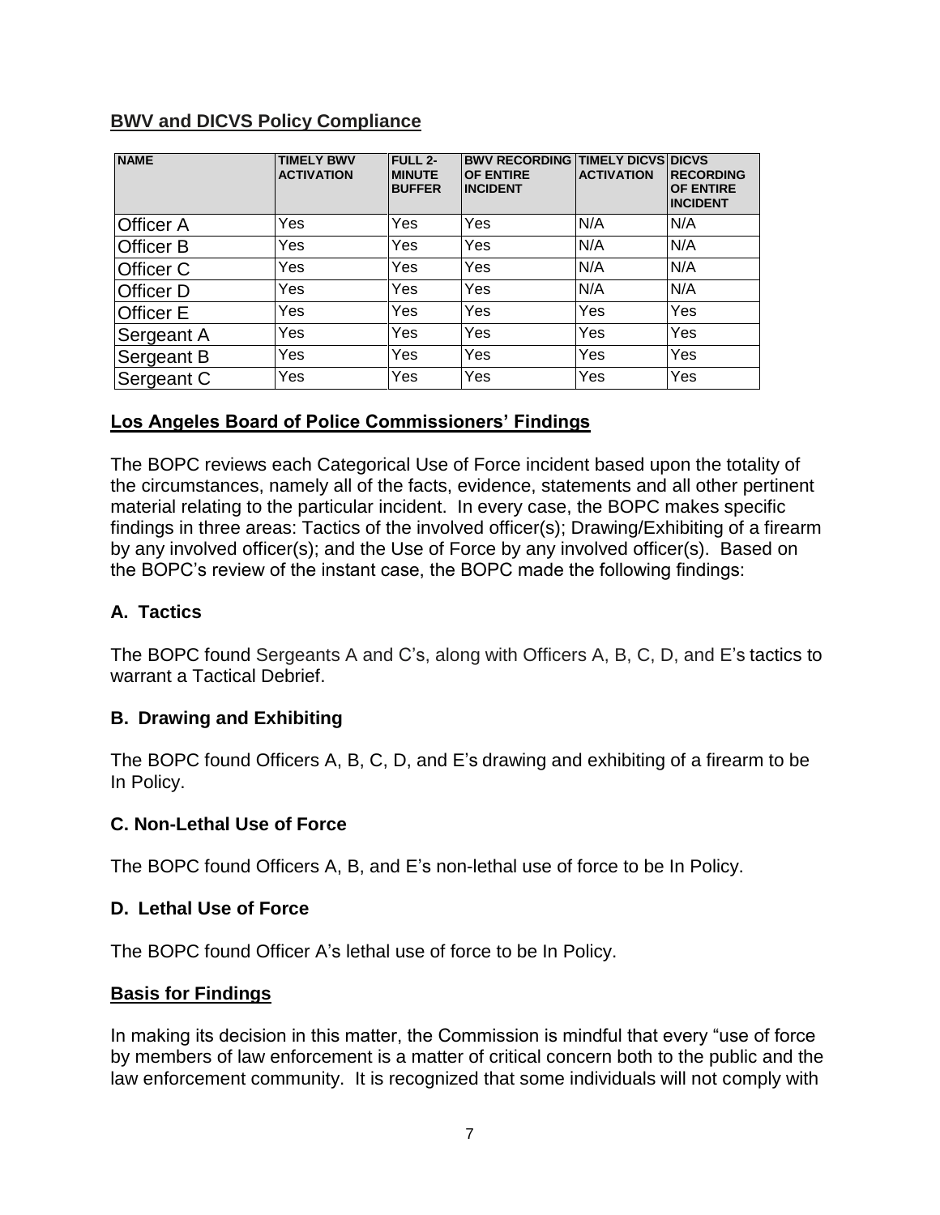## BWV and DICVS Policy Compliance

| NAME | TIMELY BWV ACTIVATION | FULL 2-MINUTE BUFFER | BWV RECORDING OF ENTIRE INCIDENT | TIMELY DICVS ACTIVATION | DICVS RECORDING OF ENTIRE INCIDENT |
|---|---|---|---|---|---|
| Officer A | Yes | Yes | Yes | N/A | N/A |
| Officer B | Yes | Yes | Yes | N/A | N/A |
| Officer C | Yes | Yes | Yes | N/A | N/A |
| Officer D | Yes | Yes | Yes | N/A | N/A |
| Officer E | Yes | Yes | Yes | Yes | Yes |
| Sergeant A | Yes | Yes | Yes | Yes | Yes |
| Sergeant B | Yes | Yes | Yes | Yes | Yes |
| Sergeant C | Yes | Yes | Yes | Yes | Yes |

## Los Angeles Board of Police Commissioners' Findings

The BOPC reviews each Categorical Use of Force incident based upon the totality of the circumstances, namely all of the facts, evidence, statements and all other pertinent material relating to the particular incident. In every case, the BOPC makes specific findings in three areas: Tactics of the involved officer(s); Drawing/Exhibiting of a firearm by any involved officer(s); and the Use of Force by any involved officer(s). Based on the BOPC's review of the instant case, the BOPC made the following findings:

### A. Tactics

The BOPC found Sergeants A and C's, along with Officers A, B, C, D, and E's tactics to warrant a Tactical Debrief.

### B. Drawing and Exhibiting

The BOPC found Officers A, B, C, D, and E's drawing and exhibiting of a firearm to be In Policy.

### C. Non-Lethal Use of Force

The BOPC found Officers A, B, and E's non-lethal use of force to be In Policy.

### D. Lethal Use of Force

The BOPC found Officer A's lethal use of force to be In Policy.

## Basis for Findings

In making its decision in this matter, the Commission is mindful that every "use of force by members of law enforcement is a matter of critical concern both to the public and the law enforcement community. It is recognized that some individuals will not comply with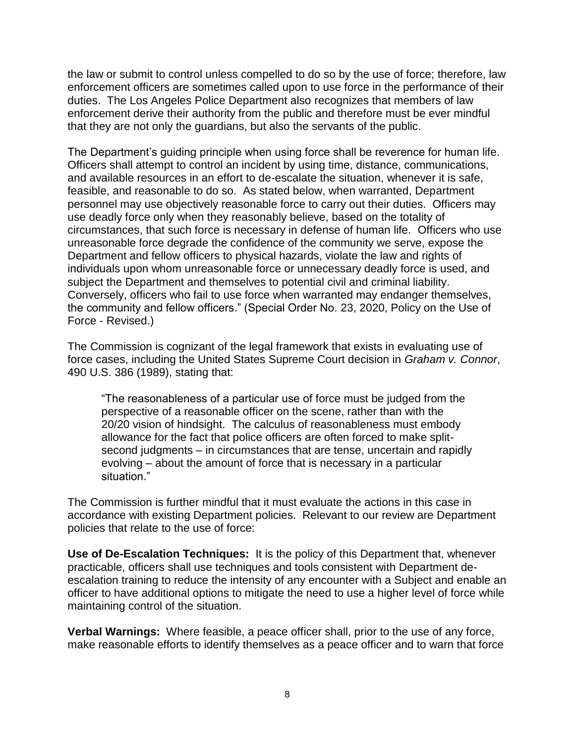the law or submit to control unless compelled to do so by the use of force; therefore, law enforcement officers are sometimes called upon to use force in the performance of their duties. The Los Angeles Police Department also recognizes that members of law enforcement derive their authority from the public and therefore must be ever mindful that they are not only the guardians, but also the servants of the public.

The Department's guiding principle when using force shall be reverence for human life. Officers shall attempt to control an incident by using time, distance, communications, and available resources in an effort to de-escalate the situation, whenever it is safe, feasible, and reasonable to do so. As stated below, when warranted, Department personnel may use objectively reasonable force to carry out their duties. Officers may use deadly force only when they reasonably believe, based on the totality of circumstances, that such force is necessary in defense of human life. Officers who use unreasonable force degrade the confidence of the community we serve, expose the Department and fellow officers to physical hazards, violate the law and rights of individuals upon whom unreasonable force or unnecessary deadly force is used, and subject the Department and themselves to potential civil and criminal liability. Conversely, officers who fail to use force when warranted may endanger themselves, the community and fellow officers." (Special Order No. 23, 2020, Policy on the Use of Force - Revised.)

The Commission is cognizant of the legal framework that exists in evaluating use of force cases, including the United States Supreme Court decision in *Graham v. Connor*, 490 U.S. 386 (1989), stating that:

> "The reasonableness of a particular use of force must be judged from the perspective of a reasonable officer on the scene, rather than with the 20/20 vision of hindsight. The calculus of reasonableness must embody allowance for the fact that police officers are often forced to make split-second judgments – in circumstances that are tense, uncertain and rapidly evolving – about the amount of force that is necessary in a particular situation."

The Commission is further mindful that it must evaluate the actions in this case in accordance with existing Department policies. Relevant to our review are Department policies that relate to the use of force:

**Use of De-Escalation Techniques:** It is the policy of this Department that, whenever practicable, officers shall use techniques and tools consistent with Department de-escalation training to reduce the intensity of any encounter with a Subject and enable an officer to have additional options to mitigate the need to use a higher level of force while maintaining control of the situation.

**Verbal Warnings:** Where feasible, a peace officer shall, prior to the use of any force, make reasonable efforts to identify themselves as a peace officer and to warn that force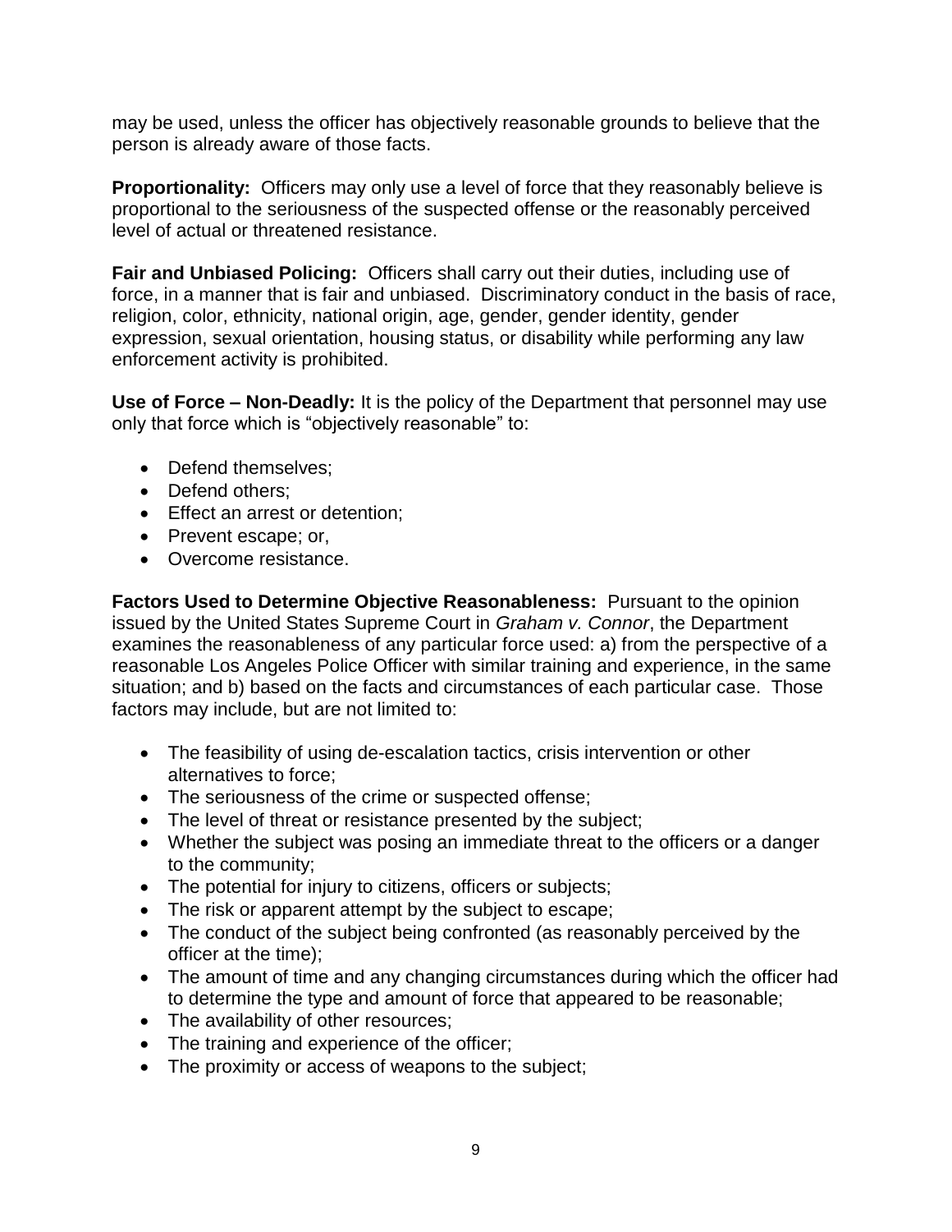may be used, unless the officer has objectively reasonable grounds to believe that the person is already aware of those facts.

**Proportionality:** Officers may only use a level of force that they reasonably believe is proportional to the seriousness of the suspected offense or the reasonably perceived level of actual or threatened resistance.

**Fair and Unbiased Policing:** Officers shall carry out their duties, including use of force, in a manner that is fair and unbiased. Discriminatory conduct in the basis of race, religion, color, ethnicity, national origin, age, gender, gender identity, gender expression, sexual orientation, housing status, or disability while performing any law enforcement activity is prohibited.

**Use of Force – Non-Deadly:** It is the policy of the Department that personnel may use only that force which is "objectively reasonable" to:

- Defend themselves;
- Defend others;
- Effect an arrest or detention;
- Prevent escape; or,
- Overcome resistance.

**Factors Used to Determine Objective Reasonableness:** Pursuant to the opinion issued by the United States Supreme Court in *Graham v. Connor*, the Department examines the reasonableness of any particular force used: a) from the perspective of a reasonable Los Angeles Police Officer with similar training and experience, in the same situation; and b) based on the facts and circumstances of each particular case. Those factors may include, but are not limited to:

- The feasibility of using de-escalation tactics, crisis intervention or other alternatives to force;
- The seriousness of the crime or suspected offense;
- The level of threat or resistance presented by the subject;
- Whether the subject was posing an immediate threat to the officers or a danger to the community;
- The potential for injury to citizens, officers or subjects;
- The risk or apparent attempt by the subject to escape;
- The conduct of the subject being confronted (as reasonably perceived by the officer at the time);
- The amount of time and any changing circumstances during which the officer had to determine the type and amount of force that appeared to be reasonable;
- The availability of other resources;
- The training and experience of the officer;
- The proximity or access of weapons to the subject;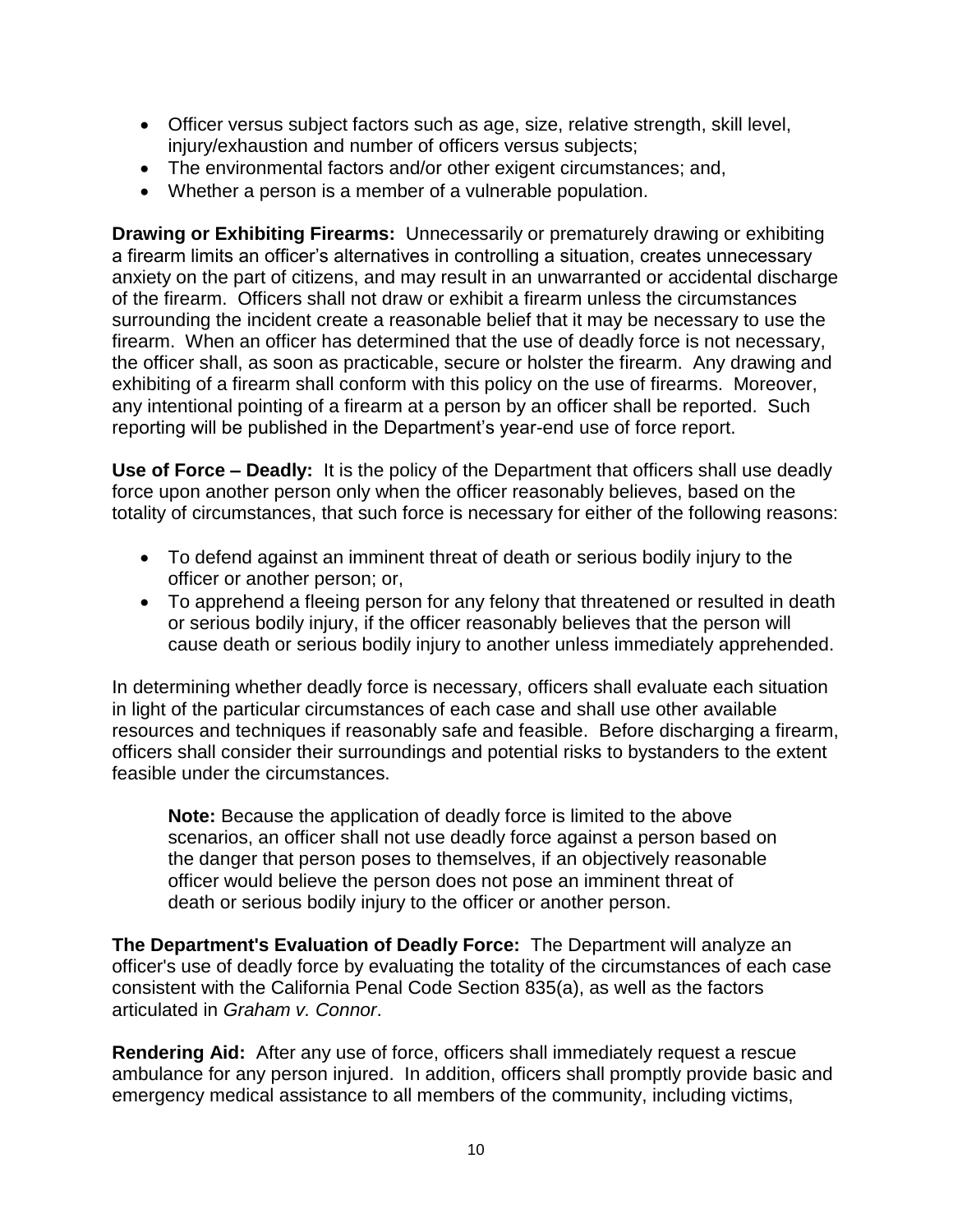- Officer versus subject factors such as age, size, relative strength, skill level, injury/exhaustion and number of officers versus subjects;
- The environmental factors and/or other exigent circumstances; and,
- Whether a person is a member of a vulnerable population.

**Drawing or Exhibiting Firearms:** Unnecessarily or prematurely drawing or exhibiting a firearm limits an officer's alternatives in controlling a situation, creates unnecessary anxiety on the part of citizens, and may result in an unwarranted or accidental discharge of the firearm. Officers shall not draw or exhibit a firearm unless the circumstances surrounding the incident create a reasonable belief that it may be necessary to use the firearm. When an officer has determined that the use of deadly force is not necessary, the officer shall, as soon as practicable, secure or holster the firearm. Any drawing and exhibiting of a firearm shall conform with this policy on the use of firearms. Moreover, any intentional pointing of a firearm at a person by an officer shall be reported. Such reporting will be published in the Department's year-end use of force report.

**Use of Force – Deadly:** It is the policy of the Department that officers shall use deadly force upon another person only when the officer reasonably believes, based on the totality of circumstances, that such force is necessary for either of the following reasons:

- To defend against an imminent threat of death or serious bodily injury to the officer or another person; or,
- To apprehend a fleeing person for any felony that threatened or resulted in death or serious bodily injury, if the officer reasonably believes that the person will cause death or serious bodily injury to another unless immediately apprehended.

In determining whether deadly force is necessary, officers shall evaluate each situation in light of the particular circumstances of each case and shall use other available resources and techniques if reasonably safe and feasible. Before discharging a firearm, officers shall consider their surroundings and potential risks to bystanders to the extent feasible under the circumstances.

> **Note:** Because the application of deadly force is limited to the above scenarios, an officer shall not use deadly force against a person based on the danger that person poses to themselves, if an objectively reasonable officer would believe the person does not pose an imminent threat of death or serious bodily injury to the officer or another person.

**The Department's Evaluation of Deadly Force:** The Department will analyze an officer's use of deadly force by evaluating the totality of the circumstances of each case consistent with the California Penal Code Section 835(a), as well as the factors articulated in *Graham v. Connor*.

**Rendering Aid:** After any use of force, officers shall immediately request a rescue ambulance for any person injured. In addition, officers shall promptly provide basic and emergency medical assistance to all members of the community, including victims,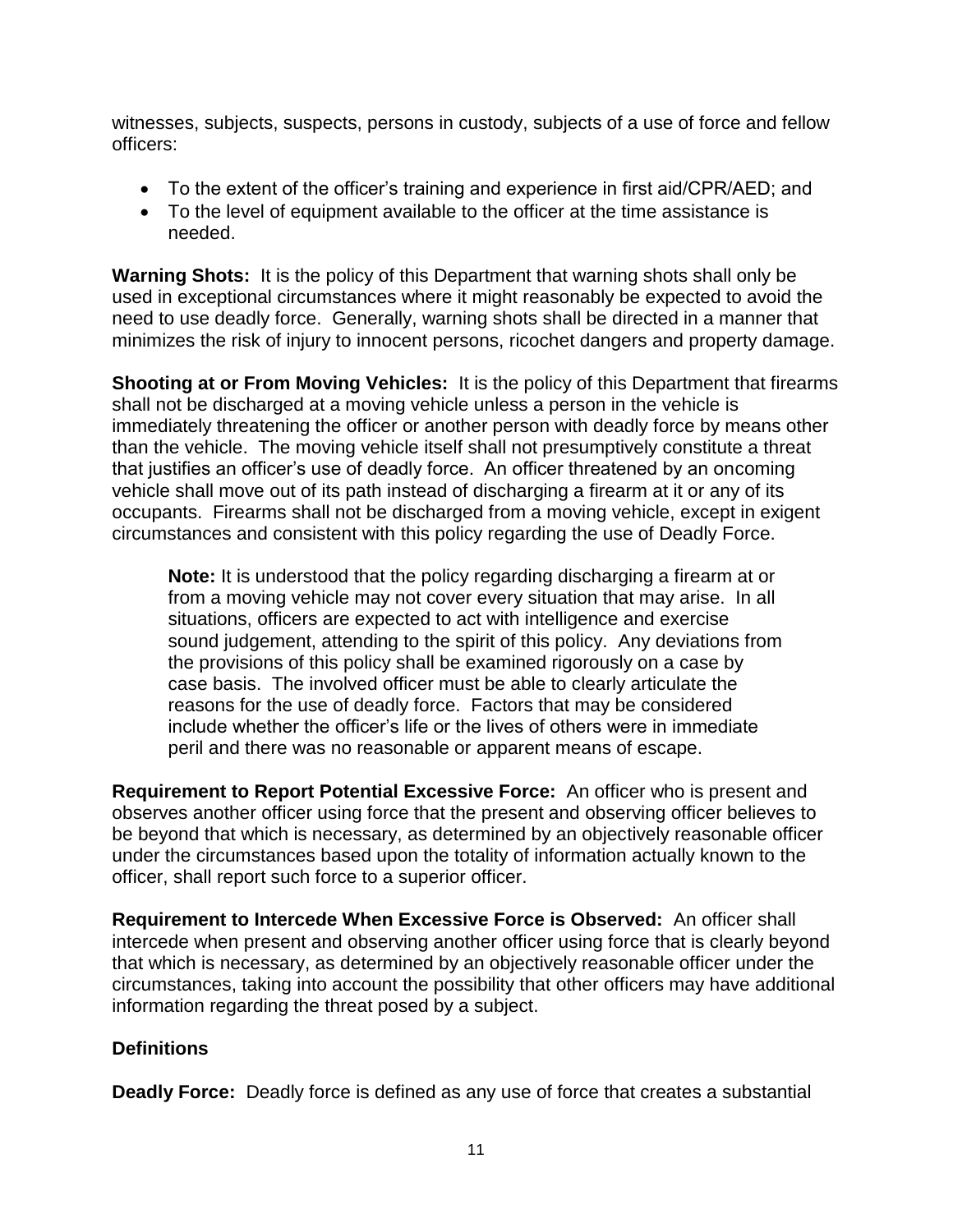witnesses, subjects, suspects, persons in custody, subjects of a use of force and fellow officers:

- To the extent of the officer's training and experience in first aid/CPR/AED; and
- To the level of equipment available to the officer at the time assistance is needed.

**Warning Shots:** It is the policy of this Department that warning shots shall only be used in exceptional circumstances where it might reasonably be expected to avoid the need to use deadly force. Generally, warning shots shall be directed in a manner that minimizes the risk of injury to innocent persons, ricochet dangers and property damage.

**Shooting at or From Moving Vehicles:** It is the policy of this Department that firearms shall not be discharged at a moving vehicle unless a person in the vehicle is immediately threatening the officer or another person with deadly force by means other than the vehicle. The moving vehicle itself shall not presumptively constitute a threat that justifies an officer's use of deadly force. An officer threatened by an oncoming vehicle shall move out of its path instead of discharging a firearm at it or any of its occupants. Firearms shall not be discharged from a moving vehicle, except in exigent circumstances and consistent with this policy regarding the use of Deadly Force.

> **Note:** It is understood that the policy regarding discharging a firearm at or from a moving vehicle may not cover every situation that may arise. In all situations, officers are expected to act with intelligence and exercise sound judgement, attending to the spirit of this policy. Any deviations from the provisions of this policy shall be examined rigorously on a case by case basis. The involved officer must be able to clearly articulate the reasons for the use of deadly force. Factors that may be considered include whether the officer's life or the lives of others were in immediate peril and there was no reasonable or apparent means of escape.

**Requirement to Report Potential Excessive Force:** An officer who is present and observes another officer using force that the present and observing officer believes to be beyond that which is necessary, as determined by an objectively reasonable officer under the circumstances based upon the totality of information actually known to the officer, shall report such force to a superior officer.

**Requirement to Intercede When Excessive Force is Observed:** An officer shall intercede when present and observing another officer using force that is clearly beyond that which is necessary, as determined by an objectively reasonable officer under the circumstances, taking into account the possibility that other officers may have additional information regarding the threat posed by a subject.

## Definitions

**Deadly Force:** Deadly force is defined as any use of force that creates a substantial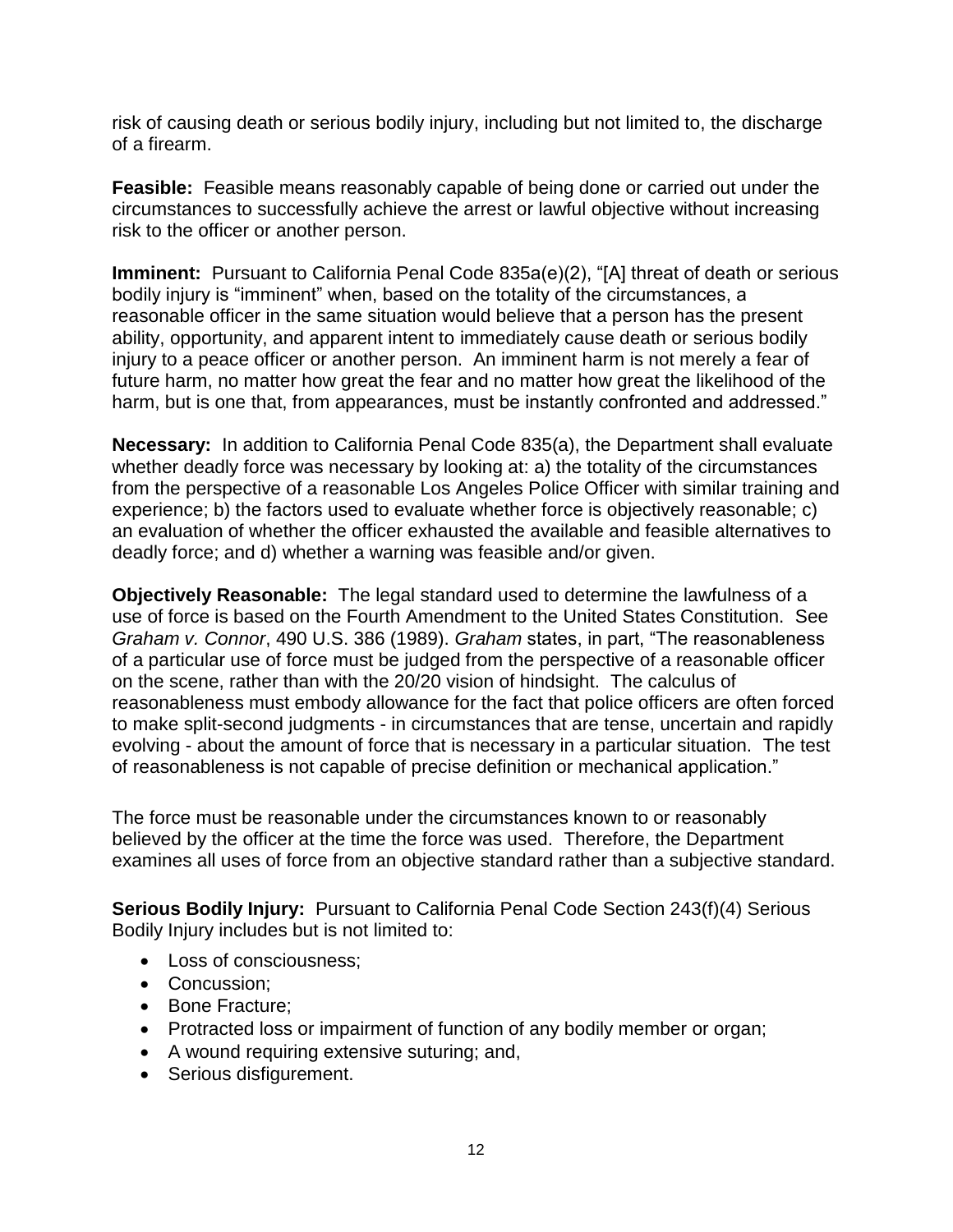risk of causing death or serious bodily injury, including but not limited to, the discharge of a firearm.

**Feasible:** Feasible means reasonably capable of being done or carried out under the circumstances to successfully achieve the arrest or lawful objective without increasing risk to the officer or another person.

**Imminent:** Pursuant to California Penal Code 835a(e)(2), "[A] threat of death or serious bodily injury is "imminent" when, based on the totality of the circumstances, a reasonable officer in the same situation would believe that a person has the present ability, opportunity, and apparent intent to immediately cause death or serious bodily injury to a peace officer or another person. An imminent harm is not merely a fear of future harm, no matter how great the fear and no matter how great the likelihood of the harm, but is one that, from appearances, must be instantly confronted and addressed."

**Necessary:** In addition to California Penal Code 835(a), the Department shall evaluate whether deadly force was necessary by looking at: a) the totality of the circumstances from the perspective of a reasonable Los Angeles Police Officer with similar training and experience; b) the factors used to evaluate whether force is objectively reasonable; c) an evaluation of whether the officer exhausted the available and feasible alternatives to deadly force; and d) whether a warning was feasible and/or given.

**Objectively Reasonable:** The legal standard used to determine the lawfulness of a use of force is based on the Fourth Amendment to the United States Constitution. See *Graham v. Connor*, 490 U.S. 386 (1989). *Graham* states, in part, "The reasonableness of a particular use of force must be judged from the perspective of a reasonable officer on the scene, rather than with the 20/20 vision of hindsight. The calculus of reasonableness must embody allowance for the fact that police officers are often forced to make split-second judgments - in circumstances that are tense, uncertain and rapidly evolving - about the amount of force that is necessary in a particular situation. The test of reasonableness is not capable of precise definition or mechanical application."

The force must be reasonable under the circumstances known to or reasonably believed by the officer at the time the force was used. Therefore, the Department examines all uses of force from an objective standard rather than a subjective standard.

**Serious Bodily Injury:** Pursuant to California Penal Code Section 243(f)(4) Serious Bodily Injury includes but is not limited to:

- Loss of consciousness;
- Concussion;
- Bone Fracture;
- Protracted loss or impairment of function of any bodily member or organ;
- A wound requiring extensive suturing; and,
- Serious disfigurement.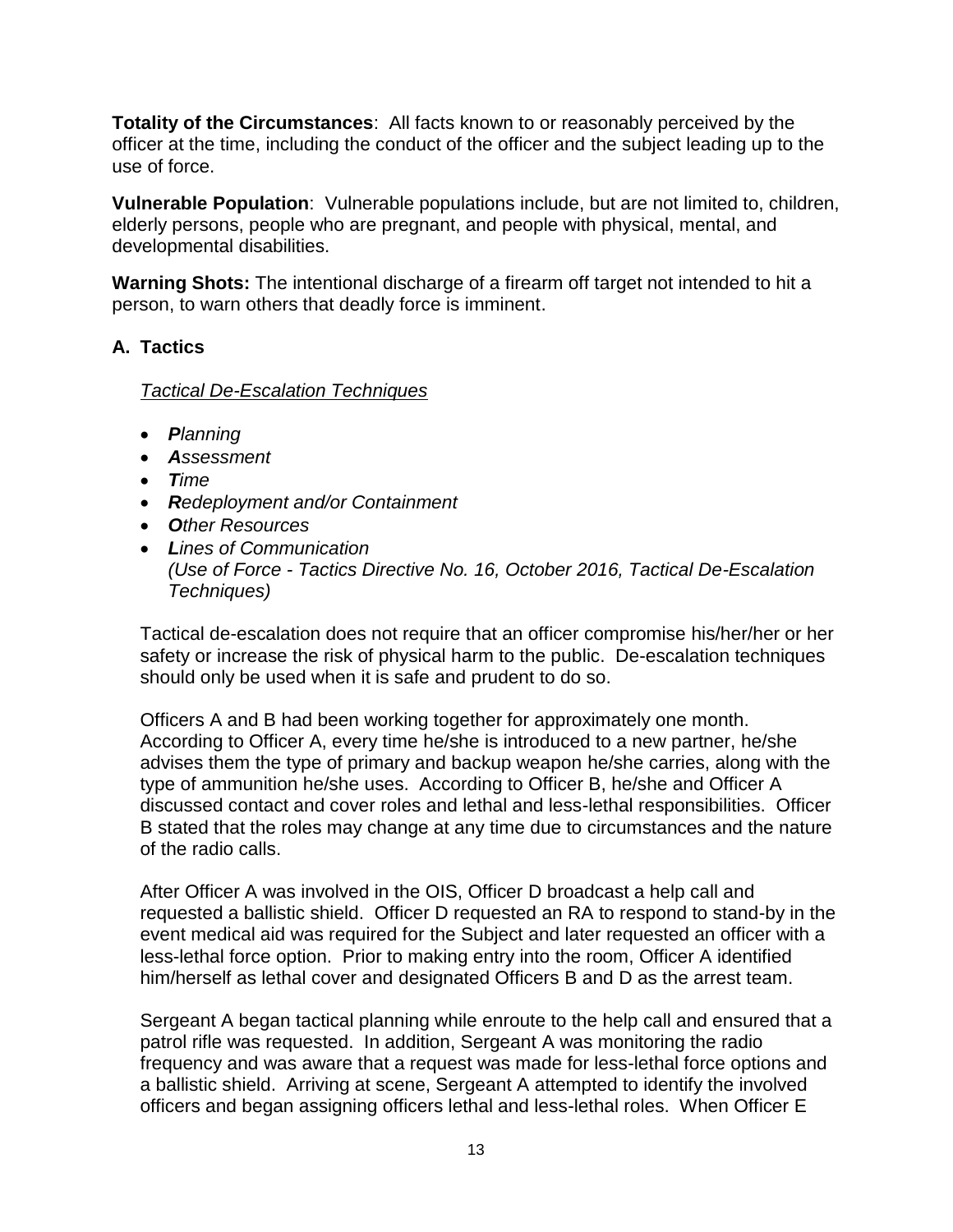**Totality of the Circumstances**: All facts known to or reasonably perceived by the officer at the time, including the conduct of the officer and the subject leading up to the use of force.

**Vulnerable Population**: Vulnerable populations include, but are not limited to, children, elderly persons, people who are pregnant, and people with physical, mental, and developmental disabilities.

**Warning Shots:** The intentional discharge of a firearm off target not intended to hit a person, to warn others that deadly force is imminent.

## A. Tactics

*Tactical De-Escalation Techniques*

- ***P****lanning*
- ***A****ssessment*
- ***T****ime*
- ***R****edeployment and/or Containment*
- ***O****ther Resources*
- ***L****ines of Communication*
  *(Use of Force - Tactics Directive No. 16, October 2016, Tactical De-Escalation Techniques)*

Tactical de-escalation does not require that an officer compromise his/her/her or her safety or increase the risk of physical harm to the public. De-escalation techniques should only be used when it is safe and prudent to do so.

Officers A and B had been working together for approximately one month. According to Officer A, every time he/she is introduced to a new partner, he/she advises them the type of primary and backup weapon he/she carries, along with the type of ammunition he/she uses. According to Officer B, he/she and Officer A discussed contact and cover roles and lethal and less-lethal responsibilities. Officer B stated that the roles may change at any time due to circumstances and the nature of the radio calls.

After Officer A was involved in the OIS, Officer D broadcast a help call and requested a ballistic shield. Officer D requested an RA to respond to stand-by in the event medical aid was required for the Subject and later requested an officer with a less-lethal force option. Prior to making entry into the room, Officer A identified him/herself as lethal cover and designated Officers B and D as the arrest team.

Sergeant A began tactical planning while enroute to the help call and ensured that a patrol rifle was requested. In addition, Sergeant A was monitoring the radio frequency and was aware that a request was made for less-lethal force options and a ballistic shield. Arriving at scene, Sergeant A attempted to identify the involved officers and began assigning officers lethal and less-lethal roles. When Officer E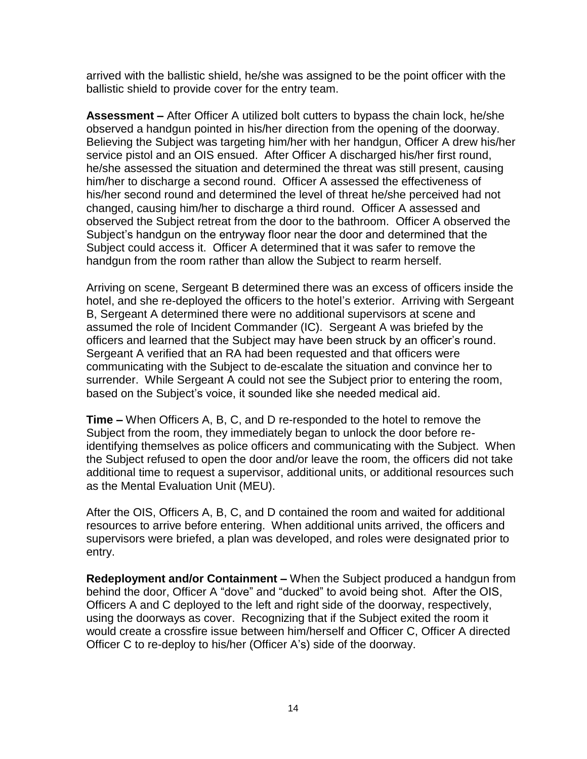arrived with the ballistic shield, he/she was assigned to be the point officer with the ballistic shield to provide cover for the entry team.

**Assessment –** After Officer A utilized bolt cutters to bypass the chain lock, he/she observed a handgun pointed in his/her direction from the opening of the doorway. Believing the Subject was targeting him/her with her handgun, Officer A drew his/her service pistol and an OIS ensued. After Officer A discharged his/her first round, he/she assessed the situation and determined the threat was still present, causing him/her to discharge a second round. Officer A assessed the effectiveness of his/her second round and determined the level of threat he/she perceived had not changed, causing him/her to discharge a third round. Officer A assessed and observed the Subject retreat from the door to the bathroom. Officer A observed the Subject's handgun on the entryway floor near the door and determined that the Subject could access it. Officer A determined that it was safer to remove the handgun from the room rather than allow the Subject to rearm herself.

Arriving on scene, Sergeant B determined there was an excess of officers inside the hotel, and she re-deployed the officers to the hotel's exterior. Arriving with Sergeant B, Sergeant A determined there were no additional supervisors at scene and assumed the role of Incident Commander (IC). Sergeant A was briefed by the officers and learned that the Subject may have been struck by an officer's round. Sergeant A verified that an RA had been requested and that officers were communicating with the Subject to de-escalate the situation and convince her to surrender. While Sergeant A could not see the Subject prior to entering the room, based on the Subject's voice, it sounded like she needed medical aid.

**Time –** When Officers A, B, C, and D re-responded to the hotel to remove the Subject from the room, they immediately began to unlock the door before re-identifying themselves as police officers and communicating with the Subject. When the Subject refused to open the door and/or leave the room, the officers did not take additional time to request a supervisor, additional units, or additional resources such as the Mental Evaluation Unit (MEU).

After the OIS, Officers A, B, C, and D contained the room and waited for additional resources to arrive before entering. When additional units arrived, the officers and supervisors were briefed, a plan was developed, and roles were designated prior to entry.

**Redeployment and/or Containment –** When the Subject produced a handgun from behind the door, Officer A "dove" and "ducked" to avoid being shot. After the OIS, Officers A and C deployed to the left and right side of the doorway, respectively, using the doorways as cover. Recognizing that if the Subject exited the room it would create a crossfire issue between him/herself and Officer C, Officer A directed Officer C to re-deploy to his/her (Officer A's) side of the doorway.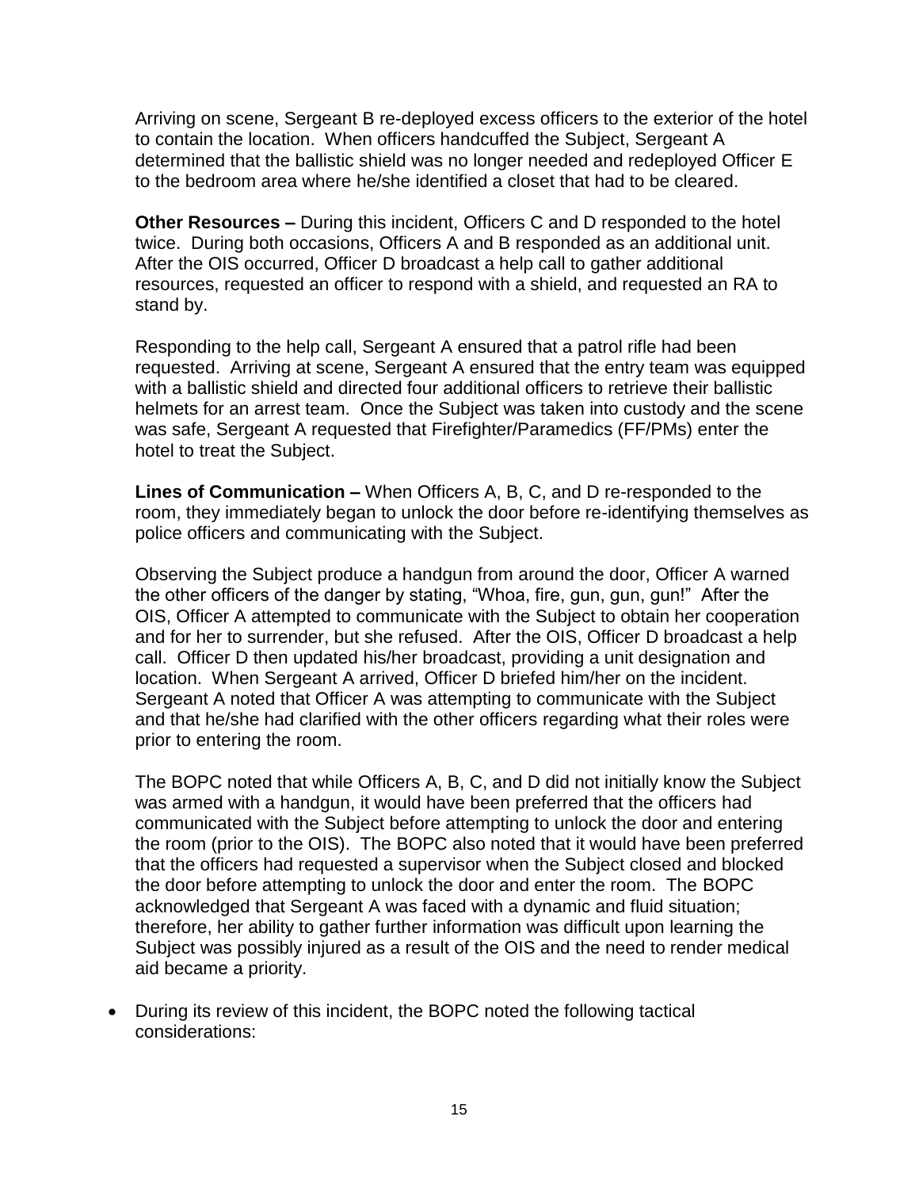Arriving on scene, Sergeant B re-deployed excess officers to the exterior of the hotel to contain the location. When officers handcuffed the Subject, Sergeant A determined that the ballistic shield was no longer needed and redeployed Officer E to the bedroom area where he/she identified a closet that had to be cleared.

**Other Resources –** During this incident, Officers C and D responded to the hotel twice. During both occasions, Officers A and B responded as an additional unit. After the OIS occurred, Officer D broadcast a help call to gather additional resources, requested an officer to respond with a shield, and requested an RA to stand by.

Responding to the help call, Sergeant A ensured that a patrol rifle had been requested. Arriving at scene, Sergeant A ensured that the entry team was equipped with a ballistic shield and directed four additional officers to retrieve their ballistic helmets for an arrest team. Once the Subject was taken into custody and the scene was safe, Sergeant A requested that Firefighter/Paramedics (FF/PMs) enter the hotel to treat the Subject.

**Lines of Communication –** When Officers A, B, C, and D re-responded to the room, they immediately began to unlock the door before re-identifying themselves as police officers and communicating with the Subject.

Observing the Subject produce a handgun from around the door, Officer A warned the other officers of the danger by stating, "Whoa, fire, gun, gun, gun!" After the OIS, Officer A attempted to communicate with the Subject to obtain her cooperation and for her to surrender, but she refused. After the OIS, Officer D broadcast a help call. Officer D then updated his/her broadcast, providing a unit designation and location. When Sergeant A arrived, Officer D briefed him/her on the incident. Sergeant A noted that Officer A was attempting to communicate with the Subject and that he/she had clarified with the other officers regarding what their roles were prior to entering the room.

The BOPC noted that while Officers A, B, C, and D did not initially know the Subject was armed with a handgun, it would have been preferred that the officers had communicated with the Subject before attempting to unlock the door and entering the room (prior to the OIS). The BOPC also noted that it would have been preferred that the officers had requested a supervisor when the Subject closed and blocked the door before attempting to unlock the door and enter the room. The BOPC acknowledged that Sergeant A was faced with a dynamic and fluid situation; therefore, her ability to gather further information was difficult upon learning the Subject was possibly injured as a result of the OIS and the need to render medical aid became a priority.

- During its review of this incident, the BOPC noted the following tactical considerations: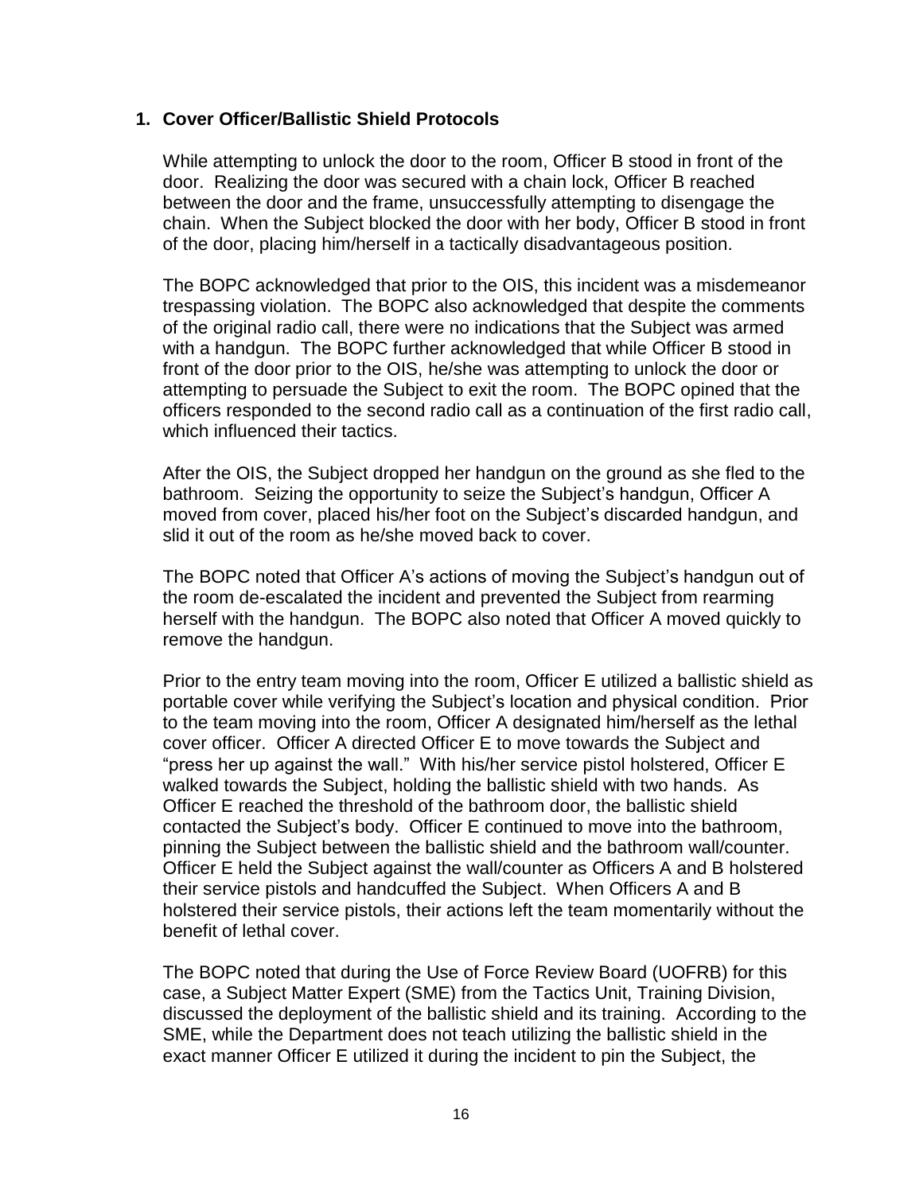1. **Cover Officer/Ballistic Shield Protocols**

While attempting to unlock the door to the room, Officer B stood in front of the door. Realizing the door was secured with a chain lock, Officer B reached between the door and the frame, unsuccessfully attempting to disengage the chain. When the Subject blocked the door with her body, Officer B stood in front of the door, placing him/herself in a tactically disadvantageous position.

The BOPC acknowledged that prior to the OIS, this incident was a misdemeanor trespassing violation. The BOPC also acknowledged that despite the comments of the original radio call, there were no indications that the Subject was armed with a handgun. The BOPC further acknowledged that while Officer B stood in front of the door prior to the OIS, he/she was attempting to unlock the door or attempting to persuade the Subject to exit the room. The BOPC opined that the officers responded to the second radio call as a continuation of the first radio call, which influenced their tactics.

After the OIS, the Subject dropped her handgun on the ground as she fled to the bathroom. Seizing the opportunity to seize the Subject's handgun, Officer A moved from cover, placed his/her foot on the Subject's discarded handgun, and slid it out of the room as he/she moved back to cover.

The BOPC noted that Officer A's actions of moving the Subject's handgun out of the room de-escalated the incident and prevented the Subject from rearming herself with the handgun. The BOPC also noted that Officer A moved quickly to remove the handgun.

Prior to the entry team moving into the room, Officer E utilized a ballistic shield as portable cover while verifying the Subject's location and physical condition. Prior to the team moving into the room, Officer A designated him/herself as the lethal cover officer. Officer A directed Officer E to move towards the Subject and "press her up against the wall." With his/her service pistol holstered, Officer E walked towards the Subject, holding the ballistic shield with two hands. As Officer E reached the threshold of the bathroom door, the ballistic shield contacted the Subject's body. Officer E continued to move into the bathroom, pinning the Subject between the ballistic shield and the bathroom wall/counter. Officer E held the Subject against the wall/counter as Officers A and B holstered their service pistols and handcuffed the Subject. When Officers A and B holstered their service pistols, their actions left the team momentarily without the benefit of lethal cover.

The BOPC noted that during the Use of Force Review Board (UOFRB) for this case, a Subject Matter Expert (SME) from the Tactics Unit, Training Division, discussed the deployment of the ballistic shield and its training. According to the SME, while the Department does not teach utilizing the ballistic shield in the exact manner Officer E utilized it during the incident to pin the Subject, the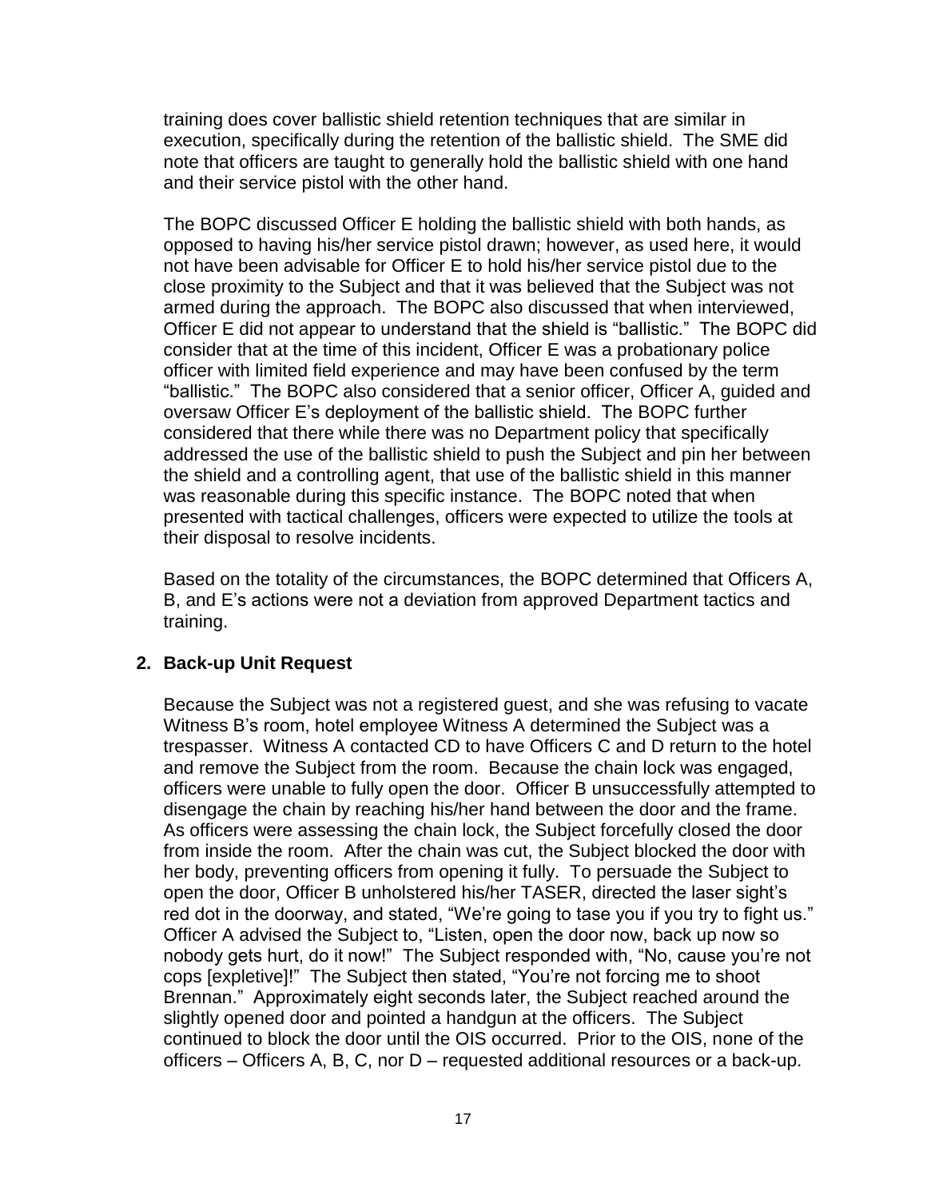training does cover ballistic shield retention techniques that are similar in execution, specifically during the retention of the ballistic shield. The SME did note that officers are taught to generally hold the ballistic shield with one hand and their service pistol with the other hand.

The BOPC discussed Officer E holding the ballistic shield with both hands, as opposed to having his/her service pistol drawn; however, as used here, it would not have been advisable for Officer E to hold his/her service pistol due to the close proximity to the Subject and that it was believed that the Subject was not armed during the approach. The BOPC also discussed that when interviewed, Officer E did not appear to understand that the shield is "ballistic." The BOPC did consider that at the time of this incident, Officer E was a probationary police officer with limited field experience and may have been confused by the term "ballistic." The BOPC also considered that a senior officer, Officer A, guided and oversaw Officer E's deployment of the ballistic shield. The BOPC further considered that there while there was no Department policy that specifically addressed the use of the ballistic shield to push the Subject and pin her between the shield and a controlling agent, that use of the ballistic shield in this manner was reasonable during this specific instance. The BOPC noted that when presented with tactical challenges, officers were expected to utilize the tools at their disposal to resolve incidents.

Based on the totality of the circumstances, the BOPC determined that Officers A, B, and E's actions were not a deviation from approved Department tactics and training.

**2. Back-up Unit Request**

Because the Subject was not a registered guest, and she was refusing to vacate Witness B's room, hotel employee Witness A determined the Subject was a trespasser. Witness A contacted CD to have Officers C and D return to the hotel and remove the Subject from the room. Because the chain lock was engaged, officers were unable to fully open the door. Officer B unsuccessfully attempted to disengage the chain by reaching his/her hand between the door and the frame. As officers were assessing the chain lock, the Subject forcefully closed the door from inside the room. After the chain was cut, the Subject blocked the door with her body, preventing officers from opening it fully. To persuade the Subject to open the door, Officer B unholstered his/her TASER, directed the laser sight's red dot in the doorway, and stated, "We're going to tase you if you try to fight us." Officer A advised the Subject to, "Listen, open the door now, back up now so nobody gets hurt, do it now!" The Subject responded with, "No, cause you're not cops [expletive]!" The Subject then stated, "You're not forcing me to shoot Brennan." Approximately eight seconds later, the Subject reached around the slightly opened door and pointed a handgun at the officers. The Subject continued to block the door until the OIS occurred. Prior to the OIS, none of the officers – Officers A, B, C, nor D – requested additional resources or a back-up.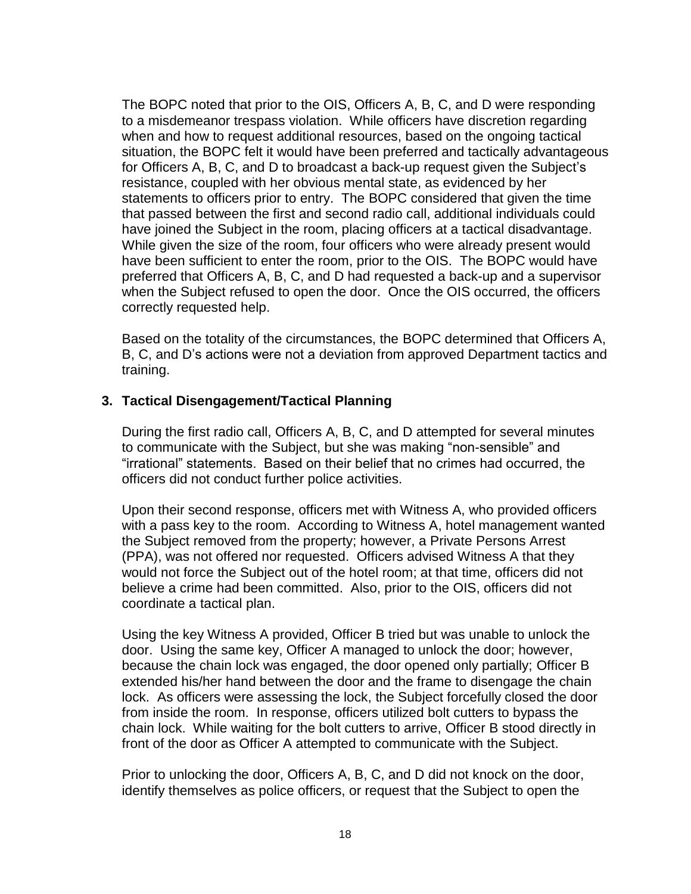The BOPC noted that prior to the OIS, Officers A, B, C, and D were responding to a misdemeanor trespass violation. While officers have discretion regarding when and how to request additional resources, based on the ongoing tactical situation, the BOPC felt it would have been preferred and tactically advantageous for Officers A, B, C, and D to broadcast a back-up request given the Subject's resistance, coupled with her obvious mental state, as evidenced by her statements to officers prior to entry. The BOPC considered that given the time that passed between the first and second radio call, additional individuals could have joined the Subject in the room, placing officers at a tactical disadvantage. While given the size of the room, four officers who were already present would have been sufficient to enter the room, prior to the OIS. The BOPC would have preferred that Officers A, B, C, and D had requested a back-up and a supervisor when the Subject refused to open the door. Once the OIS occurred, the officers correctly requested help.

Based on the totality of the circumstances, the BOPC determined that Officers A, B, C, and D's actions were not a deviation from approved Department tactics and training.

**3. Tactical Disengagement/Tactical Planning**

During the first radio call, Officers A, B, C, and D attempted for several minutes to communicate with the Subject, but she was making "non-sensible" and "irrational" statements. Based on their belief that no crimes had occurred, the officers did not conduct further police activities.

Upon their second response, officers met with Witness A, who provided officers with a pass key to the room. According to Witness A, hotel management wanted the Subject removed from the property; however, a Private Persons Arrest (PPA), was not offered nor requested. Officers advised Witness A that they would not force the Subject out of the hotel room; at that time, officers did not believe a crime had been committed. Also, prior to the OIS, officers did not coordinate a tactical plan.

Using the key Witness A provided, Officer B tried but was unable to unlock the door. Using the same key, Officer A managed to unlock the door; however, because the chain lock was engaged, the door opened only partially; Officer B extended his/her hand between the door and the frame to disengage the chain lock. As officers were assessing the lock, the Subject forcefully closed the door from inside the room. In response, officers utilized bolt cutters to bypass the chain lock. While waiting for the bolt cutters to arrive, Officer B stood directly in front of the door as Officer A attempted to communicate with the Subject.

Prior to unlocking the door, Officers A, B, C, and D did not knock on the door, identify themselves as police officers, or request that the Subject to open the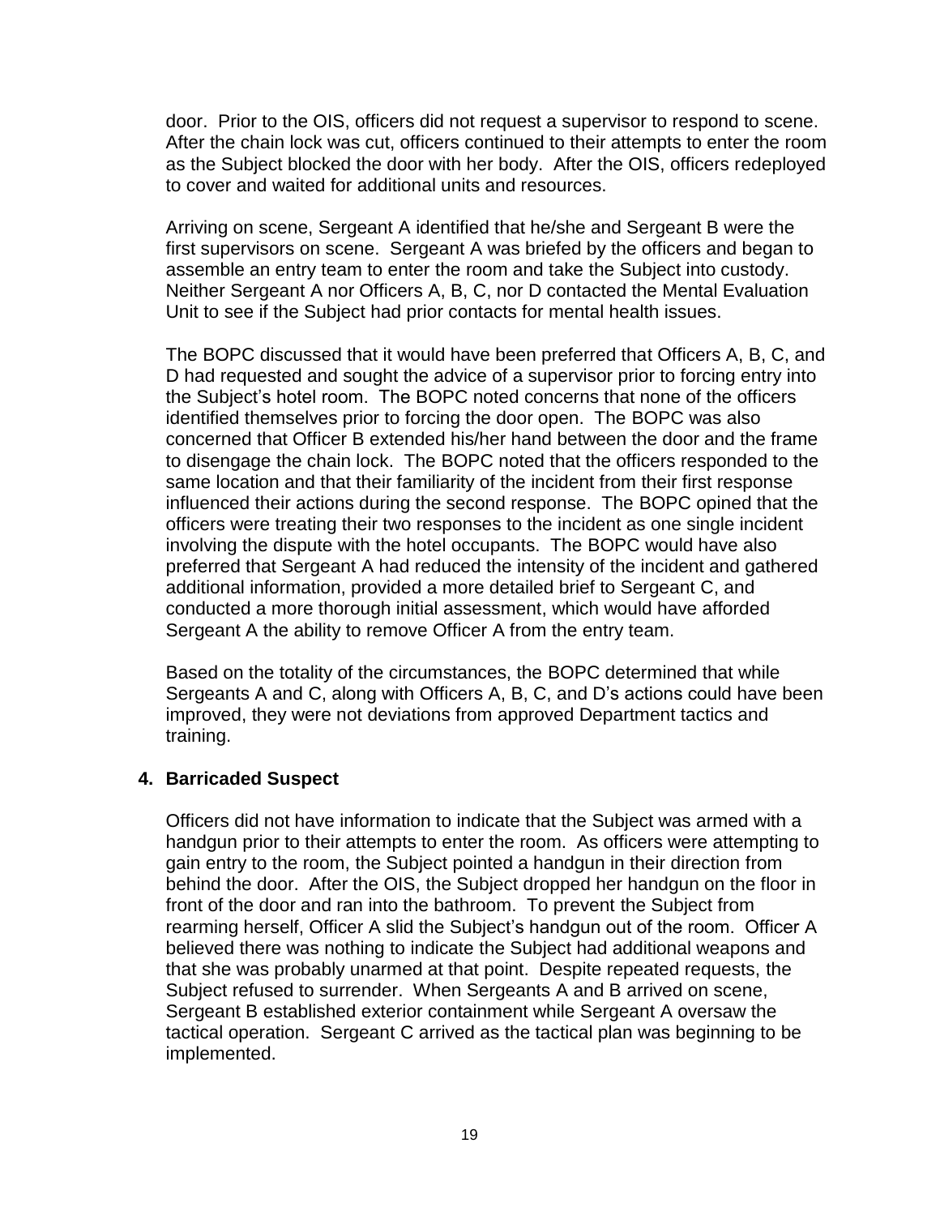door. Prior to the OIS, officers did not request a supervisor to respond to scene. After the chain lock was cut, officers continued to their attempts to enter the room as the Subject blocked the door with her body. After the OIS, officers redeployed to cover and waited for additional units and resources.

Arriving on scene, Sergeant A identified that he/she and Sergeant B were the first supervisors on scene. Sergeant A was briefed by the officers and began to assemble an entry team to enter the room and take the Subject into custody. Neither Sergeant A nor Officers A, B, C, nor D contacted the Mental Evaluation Unit to see if the Subject had prior contacts for mental health issues.

The BOPC discussed that it would have been preferred that Officers A, B, C, and D had requested and sought the advice of a supervisor prior to forcing entry into the Subject's hotel room. The BOPC noted concerns that none of the officers identified themselves prior to forcing the door open. The BOPC was also concerned that Officer B extended his/her hand between the door and the frame to disengage the chain lock. The BOPC noted that the officers responded to the same location and that their familiarity of the incident from their first response influenced their actions during the second response. The BOPC opined that the officers were treating their two responses to the incident as one single incident involving the dispute with the hotel occupants. The BOPC would have also preferred that Sergeant A had reduced the intensity of the incident and gathered additional information, provided a more detailed brief to Sergeant C, and conducted a more thorough initial assessment, which would have afforded Sergeant A the ability to remove Officer A from the entry team.

Based on the totality of the circumstances, the BOPC determined that while Sergeants A and C, along with Officers A, B, C, and D's actions could have been improved, they were not deviations from approved Department tactics and training.

**4. Barricaded Suspect**

Officers did not have information to indicate that the Subject was armed with a handgun prior to their attempts to enter the room. As officers were attempting to gain entry to the room, the Subject pointed a handgun in their direction from behind the door. After the OIS, the Subject dropped her handgun on the floor in front of the door and ran into the bathroom. To prevent the Subject from rearming herself, Officer A slid the Subject's handgun out of the room. Officer A believed there was nothing to indicate the Subject had additional weapons and that she was probably unarmed at that point. Despite repeated requests, the Subject refused to surrender. When Sergeants A and B arrived on scene, Sergeant B established exterior containment while Sergeant A oversaw the tactical operation. Sergeant C arrived as the tactical plan was beginning to be implemented.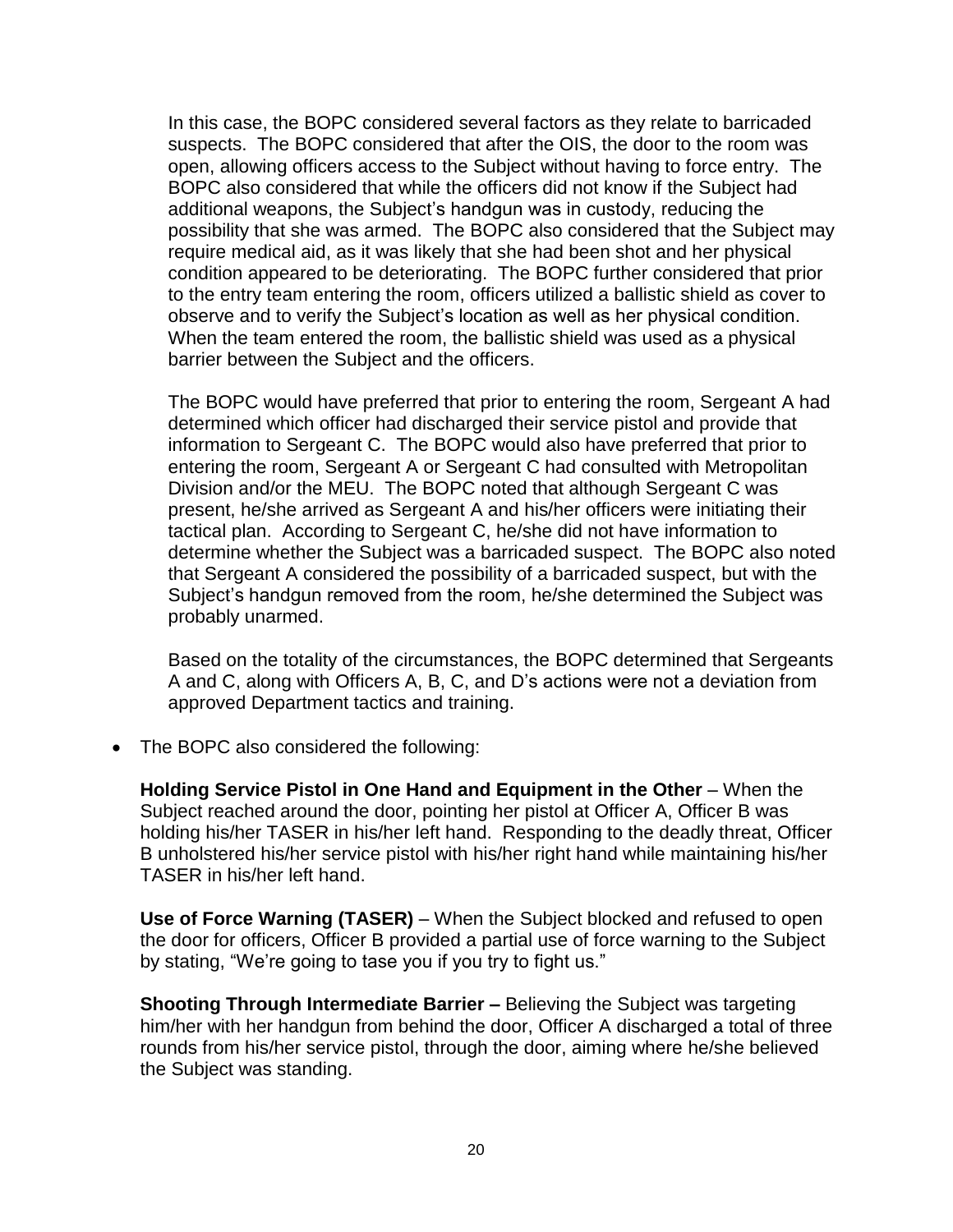In this case, the BOPC considered several factors as they relate to barricaded suspects. The BOPC considered that after the OIS, the door to the room was open, allowing officers access to the Subject without having to force entry. The BOPC also considered that while the officers did not know if the Subject had additional weapons, the Subject's handgun was in custody, reducing the possibility that she was armed. The BOPC also considered that the Subject may require medical aid, as it was likely that she had been shot and her physical condition appeared to be deteriorating. The BOPC further considered that prior to the entry team entering the room, officers utilized a ballistic shield as cover to observe and to verify the Subject's location as well as her physical condition. When the team entered the room, the ballistic shield was used as a physical barrier between the Subject and the officers.

The BOPC would have preferred that prior to entering the room, Sergeant A had determined which officer had discharged their service pistol and provide that information to Sergeant C. The BOPC would also have preferred that prior to entering the room, Sergeant A or Sergeant C had consulted with Metropolitan Division and/or the MEU. The BOPC noted that although Sergeant C was present, he/she arrived as Sergeant A and his/her officers were initiating their tactical plan. According to Sergeant C, he/she did not have information to determine whether the Subject was a barricaded suspect. The BOPC also noted that Sergeant A considered the possibility of a barricaded suspect, but with the Subject's handgun removed from the room, he/she determined the Subject was probably unarmed.

Based on the totality of the circumstances, the BOPC determined that Sergeants A and C, along with Officers A, B, C, and D's actions were not a deviation from approved Department tactics and training.

- The BOPC also considered the following:

  **Holding Service Pistol in One Hand and Equipment in the Other** – When the Subject reached around the door, pointing her pistol at Officer A, Officer B was holding his/her TASER in his/her left hand. Responding to the deadly threat, Officer B unholstered his/her service pistol with his/her right hand while maintaining his/her TASER in his/her left hand.

  **Use of Force Warning (TASER)** – When the Subject blocked and refused to open the door for officers, Officer B provided a partial use of force warning to the Subject by stating, "We're going to tase you if you try to fight us."

  **Shooting Through Intermediate Barrier –** Believing the Subject was targeting him/her with her handgun from behind the door, Officer A discharged a total of three rounds from his/her service pistol, through the door, aiming where he/she believed the Subject was standing.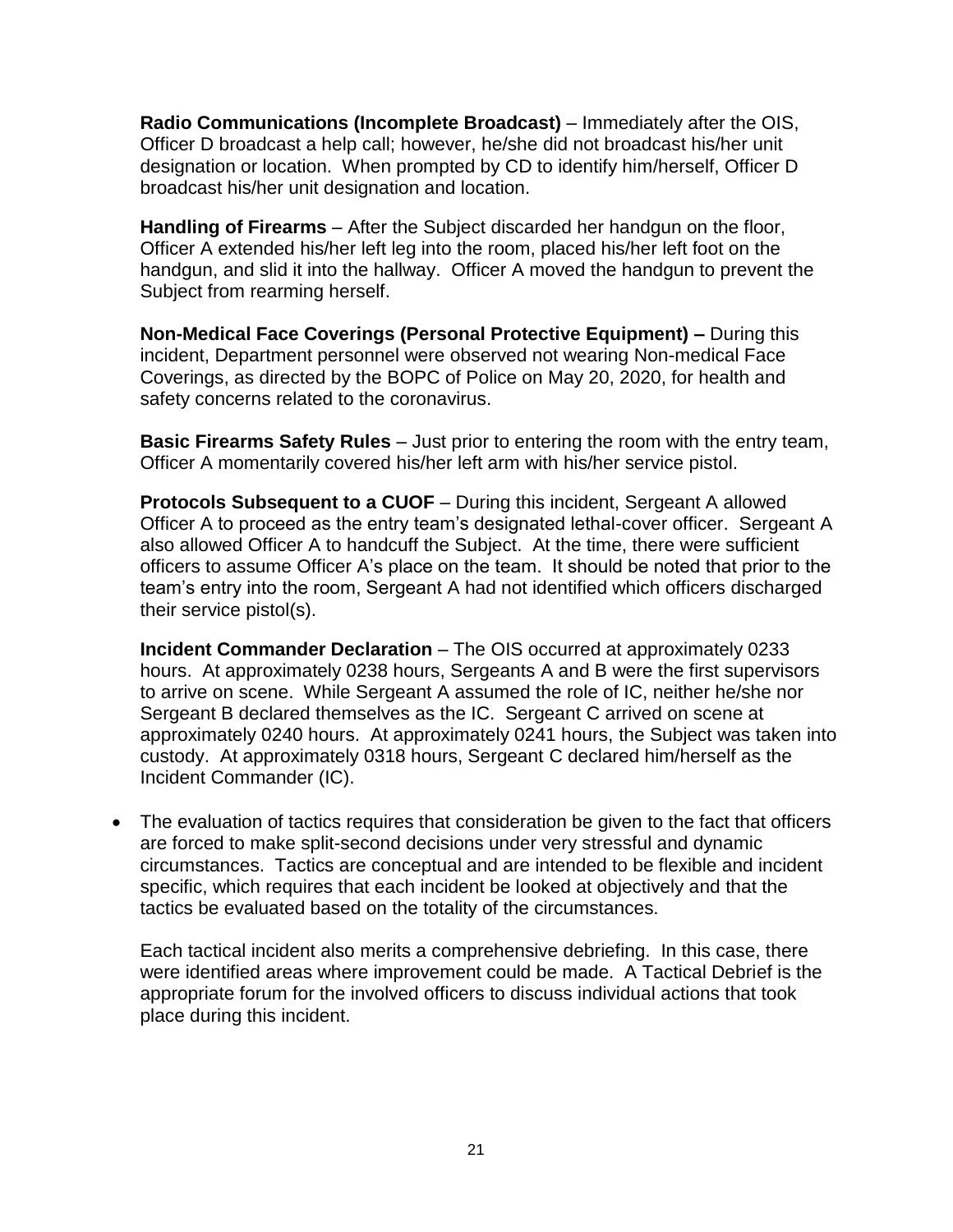**Radio Communications (Incomplete Broadcast)** – Immediately after the OIS, Officer D broadcast a help call; however, he/she did not broadcast his/her unit designation or location. When prompted by CD to identify him/herself, Officer D broadcast his/her unit designation and location.

**Handling of Firearms** – After the Subject discarded her handgun on the floor, Officer A extended his/her left leg into the room, placed his/her left foot on the handgun, and slid it into the hallway. Officer A moved the handgun to prevent the Subject from rearming herself.

**Non-Medical Face Coverings (Personal Protective Equipment) –** During this incident, Department personnel were observed not wearing Non-medical Face Coverings, as directed by the BOPC of Police on May 20, 2020, for health and safety concerns related to the coronavirus.

**Basic Firearms Safety Rules** – Just prior to entering the room with the entry team, Officer A momentarily covered his/her left arm with his/her service pistol.

**Protocols Subsequent to a CUOF** – During this incident, Sergeant A allowed Officer A to proceed as the entry team's designated lethal-cover officer. Sergeant A also allowed Officer A to handcuff the Subject. At the time, there were sufficient officers to assume Officer A's place on the team. It should be noted that prior to the team's entry into the room, Sergeant A had not identified which officers discharged their service pistol(s).

**Incident Commander Declaration** – The OIS occurred at approximately 0233 hours. At approximately 0238 hours, Sergeants A and B were the first supervisors to arrive on scene. While Sergeant A assumed the role of IC, neither he/she nor Sergeant B declared themselves as the IC. Sergeant C arrived on scene at approximately 0240 hours. At approximately 0241 hours, the Subject was taken into custody. At approximately 0318 hours, Sergeant C declared him/herself as the Incident Commander (IC).

- The evaluation of tactics requires that consideration be given to the fact that officers are forced to make split-second decisions under very stressful and dynamic circumstances. Tactics are conceptual and are intended to be flexible and incident specific, which requires that each incident be looked at objectively and that the tactics be evaluated based on the totality of the circumstances.

  Each tactical incident also merits a comprehensive debriefing. In this case, there were identified areas where improvement could be made. A Tactical Debrief is the appropriate forum for the involved officers to discuss individual actions that took place during this incident.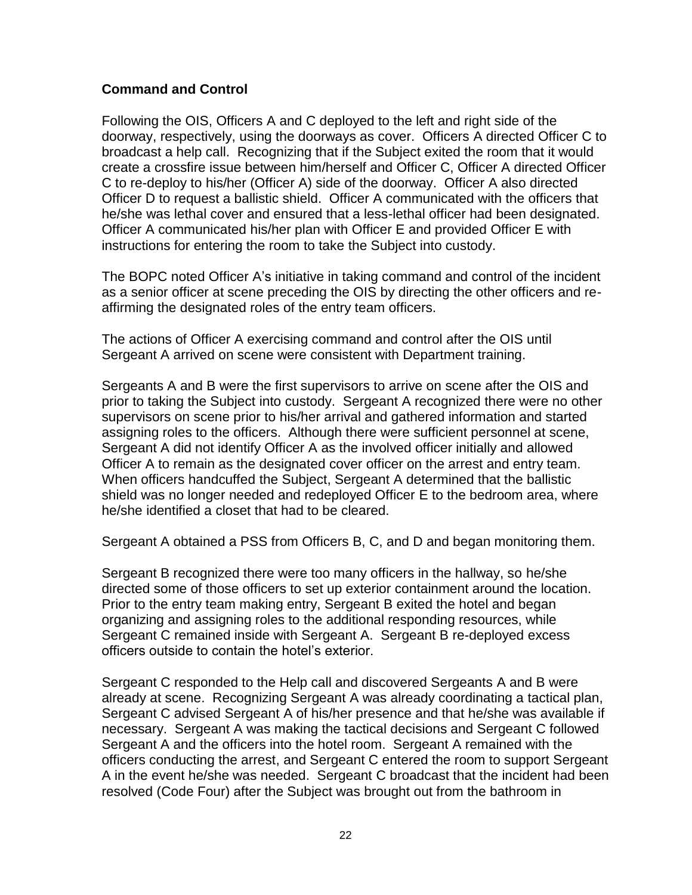**Command and Control**

Following the OIS, Officers A and C deployed to the left and right side of the doorway, respectively, using the doorways as cover. Officers A directed Officer C to broadcast a help call. Recognizing that if the Subject exited the room that it would create a crossfire issue between him/herself and Officer C, Officer A directed Officer C to re-deploy to his/her (Officer A) side of the doorway. Officer A also directed Officer D to request a ballistic shield. Officer A communicated with the officers that he/she was lethal cover and ensured that a less-lethal officer had been designated. Officer A communicated his/her plan with Officer E and provided Officer E with instructions for entering the room to take the Subject into custody.

The BOPC noted Officer A's initiative in taking command and control of the incident as a senior officer at scene preceding the OIS by directing the other officers and re-affirming the designated roles of the entry team officers.

The actions of Officer A exercising command and control after the OIS until Sergeant A arrived on scene were consistent with Department training.

Sergeants A and B were the first supervisors to arrive on scene after the OIS and prior to taking the Subject into custody. Sergeant A recognized there were no other supervisors on scene prior to his/her arrival and gathered information and started assigning roles to the officers. Although there were sufficient personnel at scene, Sergeant A did not identify Officer A as the involved officer initially and allowed Officer A to remain as the designated cover officer on the arrest and entry team. When officers handcuffed the Subject, Sergeant A determined that the ballistic shield was no longer needed and redeployed Officer E to the bedroom area, where he/she identified a closet that had to be cleared.

Sergeant A obtained a PSS from Officers B, C, and D and began monitoring them.

Sergeant B recognized there were too many officers in the hallway, so he/she directed some of those officers to set up exterior containment around the location. Prior to the entry team making entry, Sergeant B exited the hotel and began organizing and assigning roles to the additional responding resources, while Sergeant C remained inside with Sergeant A. Sergeant B re-deployed excess officers outside to contain the hotel's exterior.

Sergeant C responded to the Help call and discovered Sergeants A and B were already at scene. Recognizing Sergeant A was already coordinating a tactical plan, Sergeant C advised Sergeant A of his/her presence and that he/she was available if necessary. Sergeant A was making the tactical decisions and Sergeant C followed Sergeant A and the officers into the hotel room. Sergeant A remained with the officers conducting the arrest, and Sergeant C entered the room to support Sergeant A in the event he/she was needed. Sergeant C broadcast that the incident had been resolved (Code Four) after the Subject was brought out from the bathroom in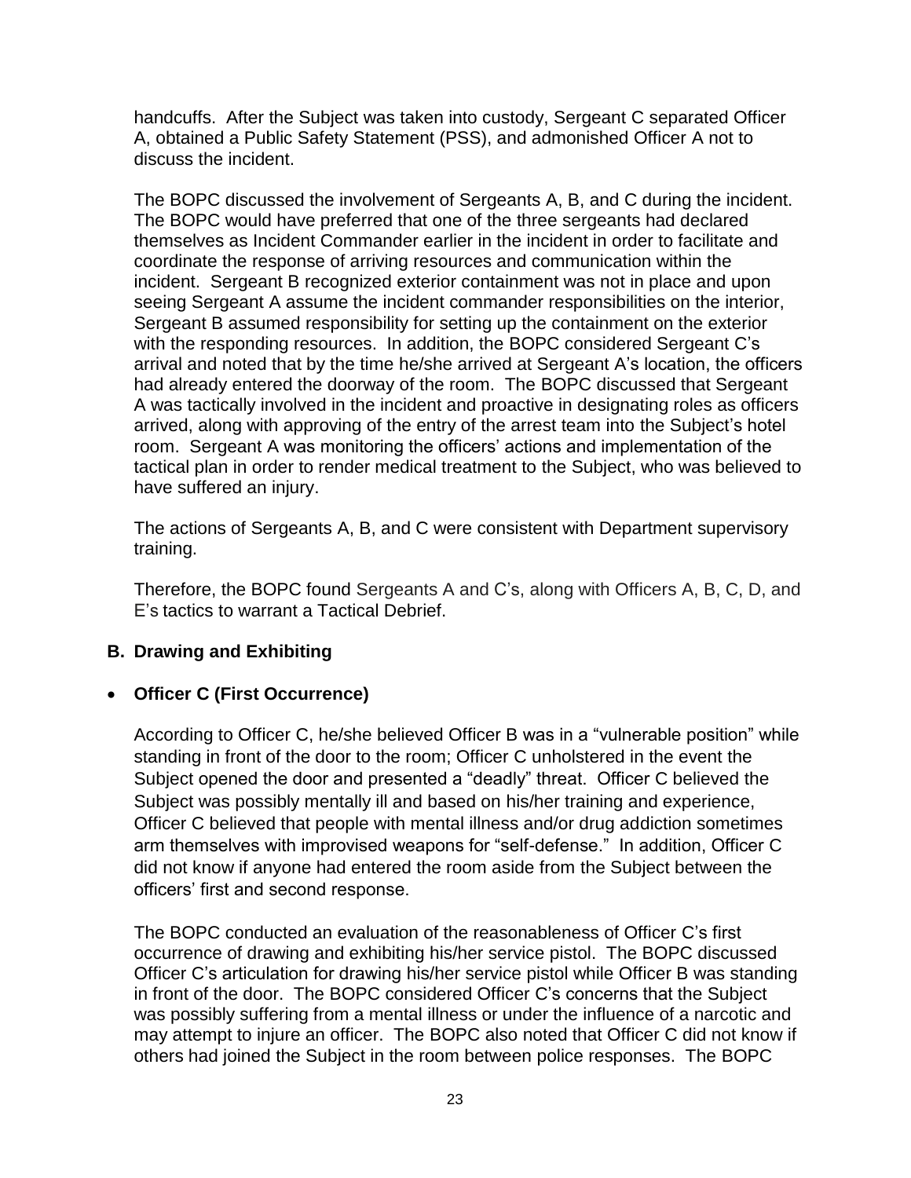handcuffs. After the Subject was taken into custody, Sergeant C separated Officer A, obtained a Public Safety Statement (PSS), and admonished Officer A not to discuss the incident.

The BOPC discussed the involvement of Sergeants A, B, and C during the incident. The BOPC would have preferred that one of the three sergeants had declared themselves as Incident Commander earlier in the incident in order to facilitate and coordinate the response of arriving resources and communication within the incident. Sergeant B recognized exterior containment was not in place and upon seeing Sergeant A assume the incident commander responsibilities on the interior, Sergeant B assumed responsibility for setting up the containment on the exterior with the responding resources. In addition, the BOPC considered Sergeant C's arrival and noted that by the time he/she arrived at Sergeant A's location, the officers had already entered the doorway of the room. The BOPC discussed that Sergeant A was tactically involved in the incident and proactive in designating roles as officers arrived, along with approving of the entry of the arrest team into the Subject's hotel room. Sergeant A was monitoring the officers' actions and implementation of the tactical plan in order to render medical treatment to the Subject, who was believed to have suffered an injury.

The actions of Sergeants A, B, and C were consistent with Department supervisory training.

Therefore, the BOPC found Sergeants A and C's, along with Officers A, B, C, D, and E's tactics to warrant a Tactical Debrief.

## B. Drawing and Exhibiting

- **Officer C (First Occurrence)**

According to Officer C, he/she believed Officer B was in a "vulnerable position" while standing in front of the door to the room; Officer C unholstered in the event the Subject opened the door and presented a "deadly" threat. Officer C believed the Subject was possibly mentally ill and based on his/her training and experience, Officer C believed that people with mental illness and/or drug addiction sometimes arm themselves with improvised weapons for "self-defense." In addition, Officer C did not know if anyone had entered the room aside from the Subject between the officers' first and second response.

The BOPC conducted an evaluation of the reasonableness of Officer C's first occurrence of drawing and exhibiting his/her service pistol. The BOPC discussed Officer C's articulation for drawing his/her service pistol while Officer B was standing in front of the door. The BOPC considered Officer C's concerns that the Subject was possibly suffering from a mental illness or under the influence of a narcotic and may attempt to injure an officer. The BOPC also noted that Officer C did not know if others had joined the Subject in the room between police responses. The BOPC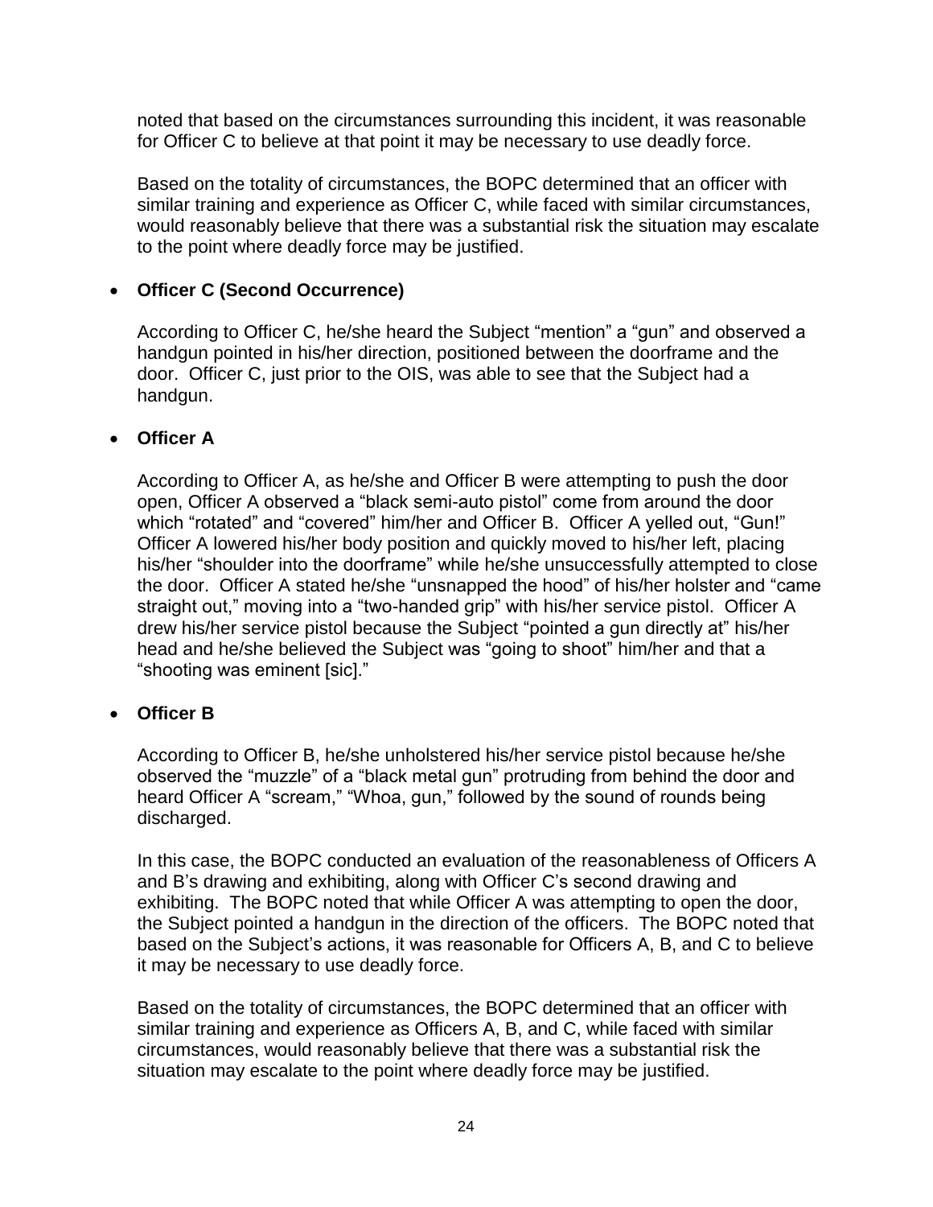noted that based on the circumstances surrounding this incident, it was reasonable for Officer C to believe at that point it may be necessary to use deadly force.

Based on the totality of circumstances, the BOPC determined that an officer with similar training and experience as Officer C, while faced with similar circumstances, would reasonably believe that there was a substantial risk the situation may escalate to the point where deadly force may be justified.

- **Officer C (Second Occurrence)**

  According to Officer C, he/she heard the Subject "mention" a "gun" and observed a handgun pointed in his/her direction, positioned between the doorframe and the door. Officer C, just prior to the OIS, was able to see that the Subject had a handgun.

- **Officer A**

  According to Officer A, as he/she and Officer B were attempting to push the door open, Officer A observed a "black semi-auto pistol" come from around the door which "rotated" and "covered" him/her and Officer B. Officer A yelled out, "Gun!" Officer A lowered his/her body position and quickly moved to his/her left, placing his/her "shoulder into the doorframe" while he/she unsuccessfully attempted to close the door. Officer A stated he/she "unsnapped the hood" of his/her holster and "came straight out," moving into a "two-handed grip" with his/her service pistol. Officer A drew his/her service pistol because the Subject "pointed a gun directly at" his/her head and he/she believed the Subject was "going to shoot" him/her and that a "shooting was eminent [sic]."

- **Officer B**

  According to Officer B, he/she unholstered his/her service pistol because he/she observed the "muzzle" of a "black metal gun" protruding from behind the door and heard Officer A "scream," "Whoa, gun," followed by the sound of rounds being discharged.

  In this case, the BOPC conducted an evaluation of the reasonableness of Officers A and B's drawing and exhibiting, along with Officer C's second drawing and exhibiting. The BOPC noted that while Officer A was attempting to open the door, the Subject pointed a handgun in the direction of the officers. The BOPC noted that based on the Subject's actions, it was reasonable for Officers A, B, and C to believe it may be necessary to use deadly force.

  Based on the totality of circumstances, the BOPC determined that an officer with similar training and experience as Officers A, B, and C, while faced with similar circumstances, would reasonably believe that there was a substantial risk the situation may escalate to the point where deadly force may be justified.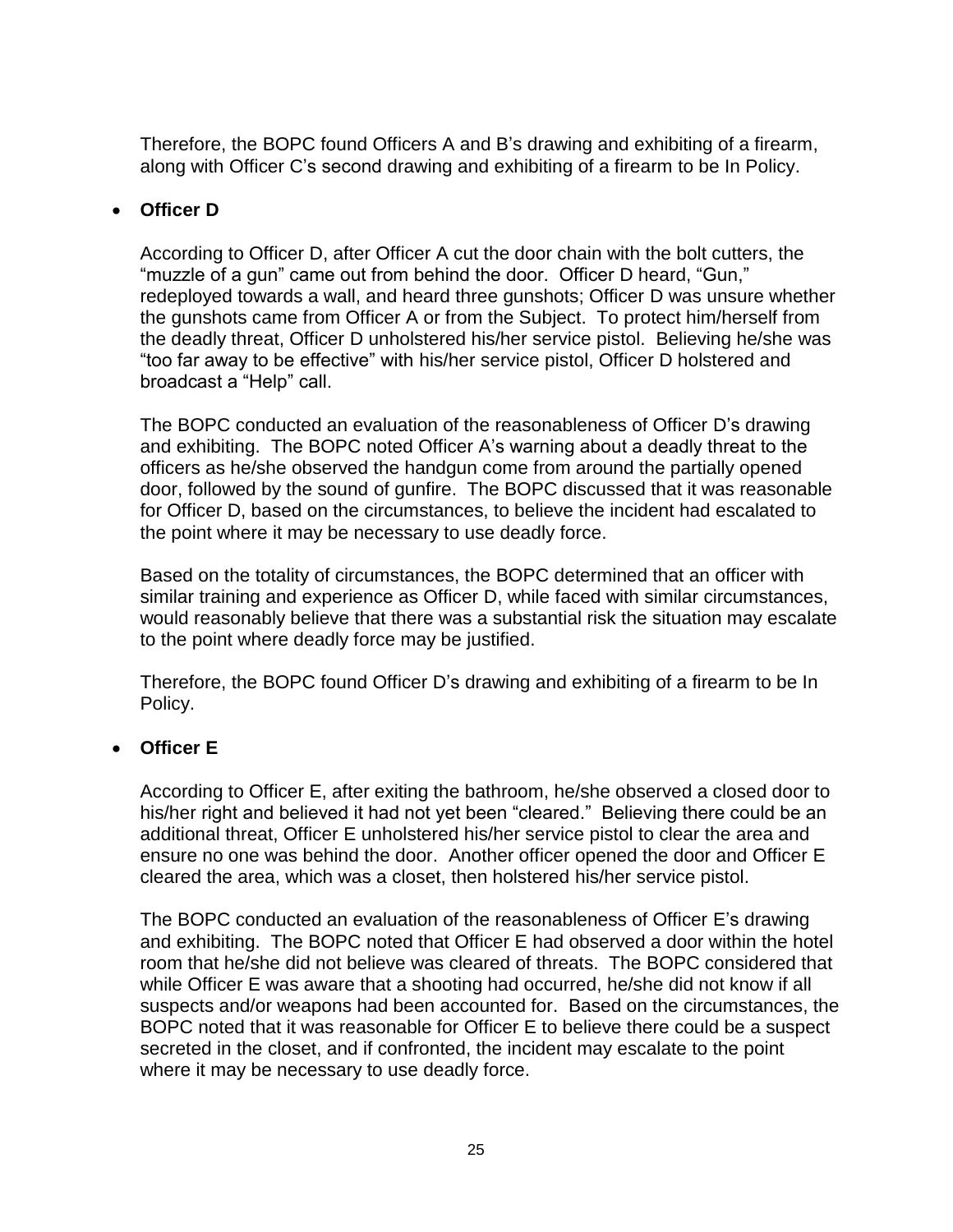Therefore, the BOPC found Officers A and B's drawing and exhibiting of a firearm, along with Officer C's second drawing and exhibiting of a firearm to be In Policy.

- **Officer D**

  According to Officer D, after Officer A cut the door chain with the bolt cutters, the "muzzle of a gun" came out from behind the door. Officer D heard, "Gun," redeployed towards a wall, and heard three gunshots; Officer D was unsure whether the gunshots came from Officer A or from the Subject. To protect him/herself from the deadly threat, Officer D unholstered his/her service pistol. Believing he/she was "too far away to be effective" with his/her service pistol, Officer D holstered and broadcast a "Help" call.

  The BOPC conducted an evaluation of the reasonableness of Officer D's drawing and exhibiting. The BOPC noted Officer A's warning about a deadly threat to the officers as he/she observed the handgun come from around the partially opened door, followed by the sound of gunfire. The BOPC discussed that it was reasonable for Officer D, based on the circumstances, to believe the incident had escalated to the point where it may be necessary to use deadly force.

  Based on the totality of circumstances, the BOPC determined that an officer with similar training and experience as Officer D, while faced with similar circumstances, would reasonably believe that there was a substantial risk the situation may escalate to the point where deadly force may be justified.

  Therefore, the BOPC found Officer D's drawing and exhibiting of a firearm to be In Policy.

- **Officer E**

  According to Officer E, after exiting the bathroom, he/she observed a closed door to his/her right and believed it had not yet been "cleared." Believing there could be an additional threat, Officer E unholstered his/her service pistol to clear the area and ensure no one was behind the door. Another officer opened the door and Officer E cleared the area, which was a closet, then holstered his/her service pistol.

  The BOPC conducted an evaluation of the reasonableness of Officer E's drawing and exhibiting. The BOPC noted that Officer E had observed a door within the hotel room that he/she did not believe was cleared of threats. The BOPC considered that while Officer E was aware that a shooting had occurred, he/she did not know if all suspects and/or weapons had been accounted for. Based on the circumstances, the BOPC noted that it was reasonable for Officer E to believe there could be a suspect secreted in the closet, and if confronted, the incident may escalate to the point where it may be necessary to use deadly force.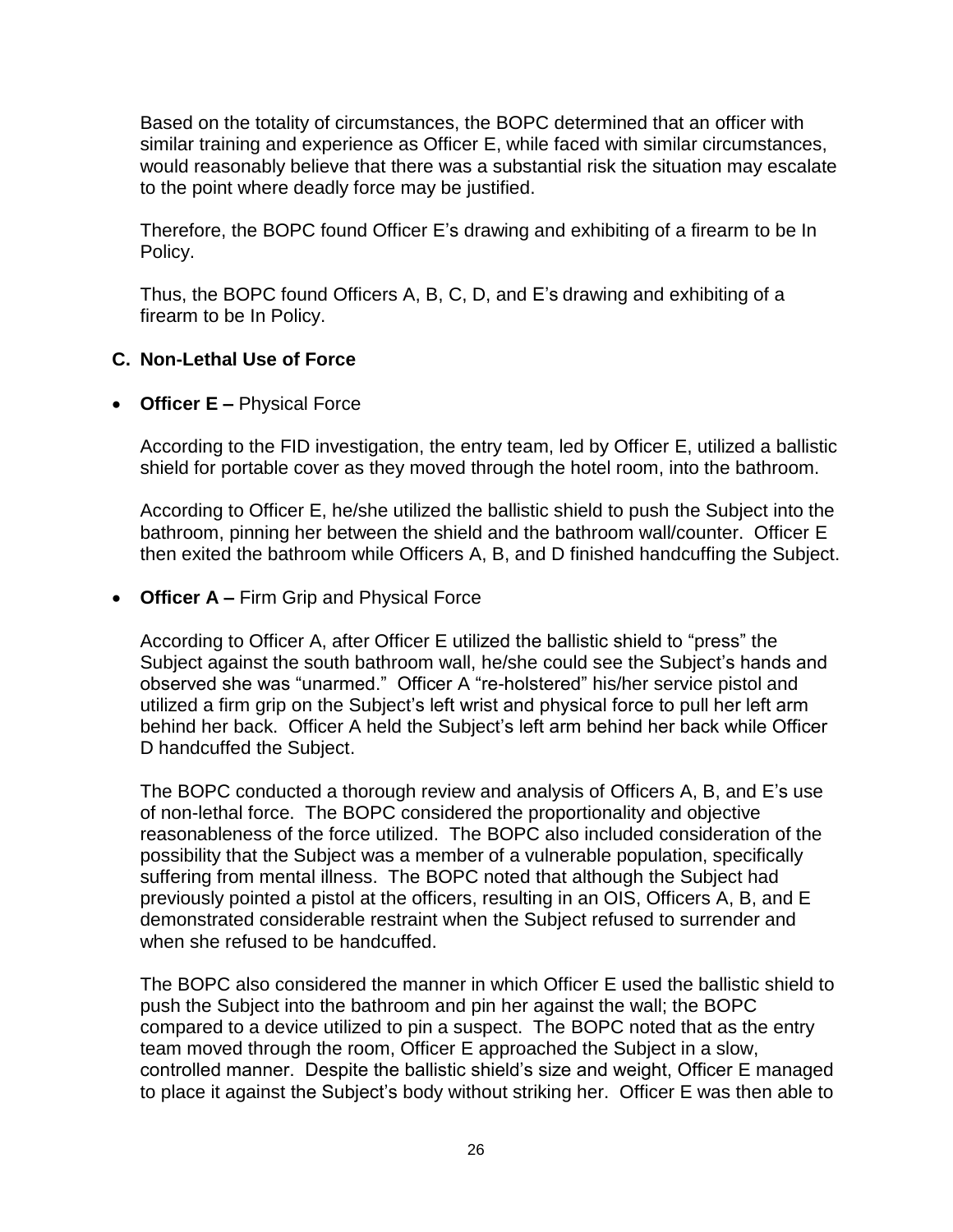Based on the totality of circumstances, the BOPC determined that an officer with similar training and experience as Officer E, while faced with similar circumstances, would reasonably believe that there was a substantial risk the situation may escalate to the point where deadly force may be justified.

Therefore, the BOPC found Officer E's drawing and exhibiting of a firearm to be In Policy.

Thus, the BOPC found Officers A, B, C, D, and E's drawing and exhibiting of a firearm to be In Policy.

### C. Non-Lethal Use of Force

- **Officer E –** Physical Force

  According to the FID investigation, the entry team, led by Officer E, utilized a ballistic shield for portable cover as they moved through the hotel room, into the bathroom.

  According to Officer E, he/she utilized the ballistic shield to push the Subject into the bathroom, pinning her between the shield and the bathroom wall/counter. Officer E then exited the bathroom while Officers A, B, and D finished handcuffing the Subject.

- **Officer A –** Firm Grip and Physical Force

  According to Officer A, after Officer E utilized the ballistic shield to "press" the Subject against the south bathroom wall, he/she could see the Subject's hands and observed she was "unarmed." Officer A "re-holstered" his/her service pistol and utilized a firm grip on the Subject's left wrist and physical force to pull her left arm behind her back. Officer A held the Subject's left arm behind her back while Officer D handcuffed the Subject.

  The BOPC conducted a thorough review and analysis of Officers A, B, and E's use of non-lethal force. The BOPC considered the proportionality and objective reasonableness of the force utilized. The BOPC also included consideration of the possibility that the Subject was a member of a vulnerable population, specifically suffering from mental illness. The BOPC noted that although the Subject had previously pointed a pistol at the officers, resulting in an OIS, Officers A, B, and E demonstrated considerable restraint when the Subject refused to surrender and when she refused to be handcuffed.

  The BOPC also considered the manner in which Officer E used the ballistic shield to push the Subject into the bathroom and pin her against the wall; the BOPC compared to a device utilized to pin a suspect. The BOPC noted that as the entry team moved through the room, Officer E approached the Subject in a slow, controlled manner. Despite the ballistic shield's size and weight, Officer E managed to place it against the Subject's body without striking her. Officer E was then able to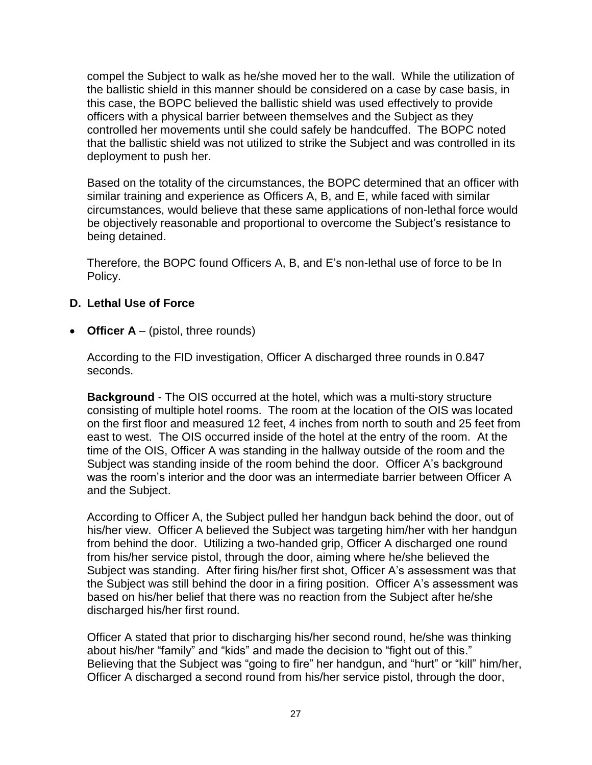compel the Subject to walk as he/she moved her to the wall. While the utilization of the ballistic shield in this manner should be considered on a case by case basis, in this case, the BOPC believed the ballistic shield was used effectively to provide officers with a physical barrier between themselves and the Subject as they controlled her movements until she could safely be handcuffed. The BOPC noted that the ballistic shield was not utilized to strike the Subject and was controlled in its deployment to push her.

Based on the totality of the circumstances, the BOPC determined that an officer with similar training and experience as Officers A, B, and E, while faced with similar circumstances, would believe that these same applications of non-lethal force would be objectively reasonable and proportional to overcome the Subject's resistance to being detained.

Therefore, the BOPC found Officers A, B, and E's non-lethal use of force to be In Policy.

### D. Lethal Use of Force

- **Officer A** – (pistol, three rounds)

According to the FID investigation, Officer A discharged three rounds in 0.847 seconds.

**Background** - The OIS occurred at the hotel, which was a multi-story structure consisting of multiple hotel rooms. The room at the location of the OIS was located on the first floor and measured 12 feet, 4 inches from north to south and 25 feet from east to west. The OIS occurred inside of the hotel at the entry of the room. At the time of the OIS, Officer A was standing in the hallway outside of the room and the Subject was standing inside of the room behind the door. Officer A's background was the room's interior and the door was an intermediate barrier between Officer A and the Subject.

According to Officer A, the Subject pulled her handgun back behind the door, out of his/her view. Officer A believed the Subject was targeting him/her with her handgun from behind the door. Utilizing a two-handed grip, Officer A discharged one round from his/her service pistol, through the door, aiming where he/she believed the Subject was standing. After firing his/her first shot, Officer A's assessment was that the Subject was still behind the door in a firing position. Officer A's assessment was based on his/her belief that there was no reaction from the Subject after he/she discharged his/her first round.

Officer A stated that prior to discharging his/her second round, he/she was thinking about his/her "family" and "kids" and made the decision to "fight out of this." Believing that the Subject was "going to fire" her handgun, and "hurt" or "kill" him/her, Officer A discharged a second round from his/her service pistol, through the door,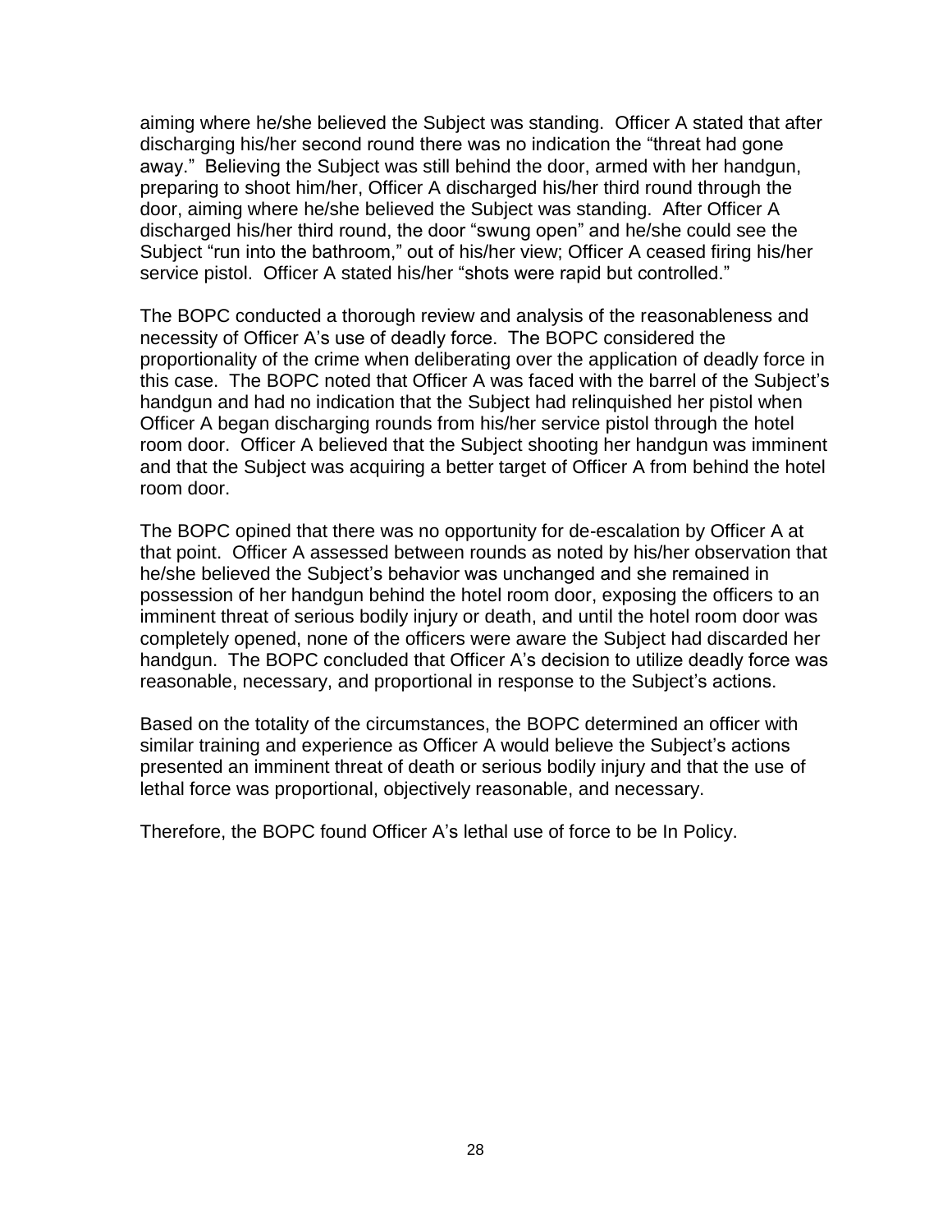aiming where he/she believed the Subject was standing. Officer A stated that after discharging his/her second round there was no indication the "threat had gone away." Believing the Subject was still behind the door, armed with her handgun, preparing to shoot him/her, Officer A discharged his/her third round through the door, aiming where he/she believed the Subject was standing. After Officer A discharged his/her third round, the door "swung open" and he/she could see the Subject "run into the bathroom," out of his/her view; Officer A ceased firing his/her service pistol. Officer A stated his/her "shots were rapid but controlled."

The BOPC conducted a thorough review and analysis of the reasonableness and necessity of Officer A's use of deadly force. The BOPC considered the proportionality of the crime when deliberating over the application of deadly force in this case. The BOPC noted that Officer A was faced with the barrel of the Subject's handgun and had no indication that the Subject had relinquished her pistol when Officer A began discharging rounds from his/her service pistol through the hotel room door. Officer A believed that the Subject shooting her handgun was imminent and that the Subject was acquiring a better target of Officer A from behind the hotel room door.

The BOPC opined that there was no opportunity for de-escalation by Officer A at that point. Officer A assessed between rounds as noted by his/her observation that he/she believed the Subject's behavior was unchanged and she remained in possession of her handgun behind the hotel room door, exposing the officers to an imminent threat of serious bodily injury or death, and until the hotel room door was completely opened, none of the officers were aware the Subject had discarded her handgun. The BOPC concluded that Officer A's decision to utilize deadly force was reasonable, necessary, and proportional in response to the Subject's actions.

Based on the totality of the circumstances, the BOPC determined an officer with similar training and experience as Officer A would believe the Subject's actions presented an imminent threat of death or serious bodily injury and that the use of lethal force was proportional, objectively reasonable, and necessary.

Therefore, the BOPC found Officer A's lethal use of force to be In Policy.